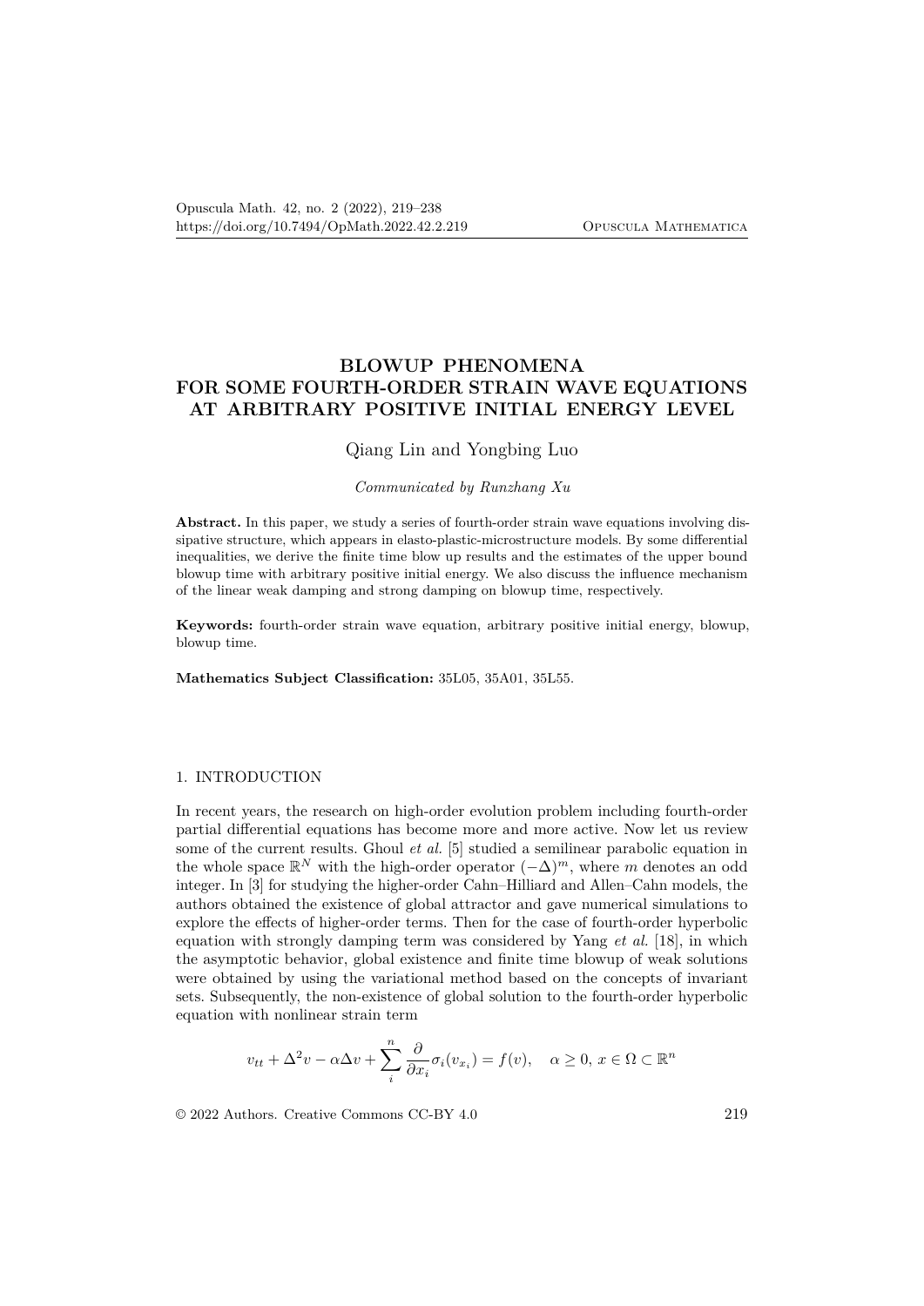# BLOWUP PHENOMENA FOR SOME FOURTH-ORDER STRAIN WAVE EQUATIONS AT ARBITRARY POSITIVE INITIAL ENERGY LEVEL

Qiang Lin and Yongbing Luo

*Communicated by Runzhang Xu*

**Abstract.** In this paper, we study a series of fourth-order strain wave equations involving dissipative structure, which appears in elasto-plastic-microstructure models. By some differential inequalities, we derive the finite time blow up results and the estimates of the upper bound blowup time with arbitrary positive initial energy. We also discuss the influence mechanism of the linear weak damping and strong damping on blowup time, respectively.

**Keywords:** fourth-order strain wave equation, arbitrary positive initial energy, blowup, blowup time.

**Mathematics Subject Classification:** 35L05, 35A01, 35L55.

## 1. INTRODUCTION

In recent years, the research on high-order evolution problem including fourth-order partial differential equations has become more and more active. Now let us review some of the current results. Ghoul *et al.* [5] studied a semilinear parabolic equation in the whole space $\mathbb{R}^N$ with the high-order operator $(-\Delta)^m$, where $m$ denotes an odd integer. In [3] for studying the higher-order Cahn–Hilliard and Allen–Cahn models, the authors obtained the existence of global attractor and gave numerical simulations to explore the effects of higher-order terms. Then for the case of fourth-order hyperbolic equation with strongly damping term was considered by Yang *et al.* [18], in which the asymptotic behavior, global existence and finite time blowup of weak solutions were obtained by using the variational method based on the concepts of invariant sets. Subsequently, the non-existence of global solution to the fourth-order hyperbolic equation with nonlinear strain term

$$v_{tt} + \Delta^2 v - \alpha \Delta v + \sum_{i}^{n} \frac{\partial}{\partial x_i} \sigma_i(v_{x_i}) = f(v), \quad \alpha \geq 0,\ x \in \Omega \subset \mathbb{R}^n$$

© 2022 Authors. Creative Commons CC-BY 4.0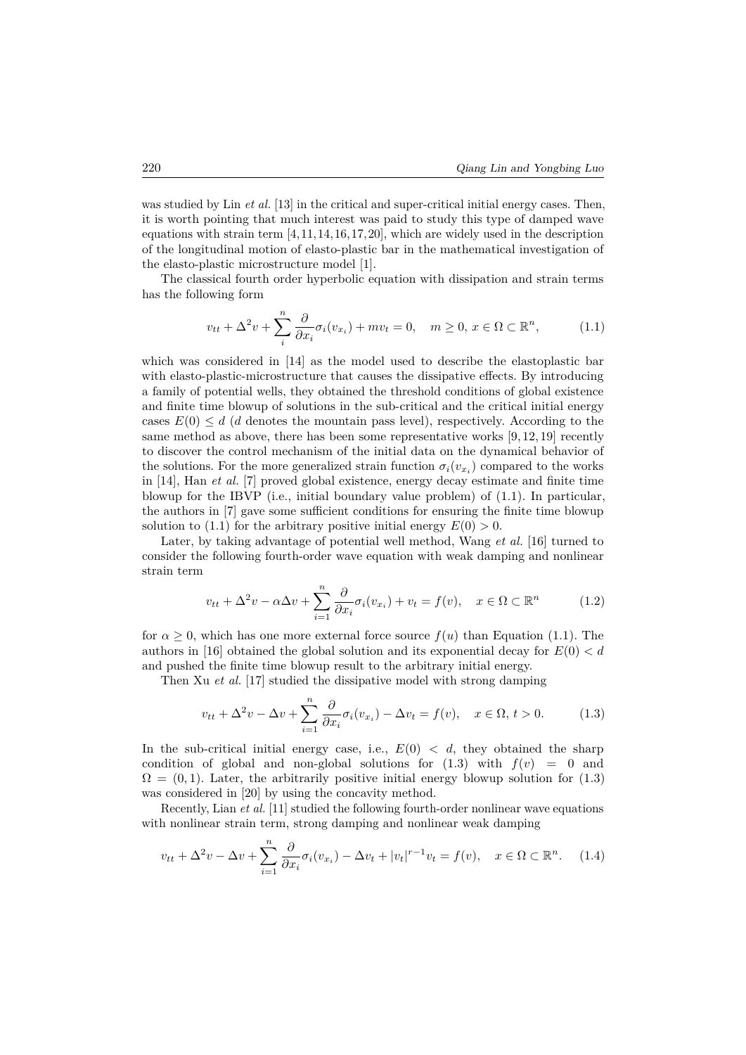was studied by Lin *et al.* [13] in the critical and super-critical initial energy cases. Then, it is worth pointing that much interest was paid to study this type of damped wave equations with strain term [4,11,14,16,17,20], which are widely used in the description of the longitudinal motion of elasto-plastic bar in the mathematical investigation of the elasto-plastic microstructure model [1].

The classical fourth order hyperbolic equation with dissipation and strain terms has the following form

$$v_{tt} + \Delta^2 v + \sum_{i}^{n} \frac{\partial}{\partial x_i}\sigma_i(v_{x_i}) + m v_t = 0, \quad m \geq 0,\, x \in \Omega \subset \mathbb{R}^n, \tag{1.1}$$

which was considered in [14] as the model used to describe the elastoplastic bar with elasto-plastic-microstructure that causes the dissipative effects. By introducing a family of potential wells, they obtained the threshold conditions of global existence and finite time blowup of solutions in the sub-critical and the critical initial energy cases $E(0) \leq d$ ($d$ denotes the mountain pass level), respectively. According to the same method as above, there has been some representative works [9,12,19] recently to discover the control mechanism of the initial data on the dynamical behavior of the solutions. For the more generalized strain function $\sigma_i(v_{x_i})$ compared to the works in [14], Han *et al.* [7] proved global existence, energy decay estimate and finite time blowup for the IBVP (i.e., initial boundary value problem) of (1.1). In particular, the authors in [7] gave some sufficient conditions for ensuring the finite time blowup solution to (1.1) for the arbitrary positive initial energy $E(0) > 0$.

Later, by taking advantage of potential well method, Wang *et al.* [16] turned to consider the following fourth-order wave equation with weak damping and nonlinear strain term

$$v_{tt} + \Delta^2 v - \alpha \Delta v + \sum_{i=1}^{n} \frac{\partial}{\partial x_i}\sigma_i(v_{x_i}) + v_t = f(v), \quad x \in \Omega \subset \mathbb{R}^n \tag{1.2}$$

for $\alpha \geq 0$, which has one more external force source $f(u)$ than Equation (1.1). The authors in [16] obtained the global solution and its exponential decay for $E(0) < d$ and pushed the finite time blowup result to the arbitrary initial energy.

Then Xu *et al.* [17] studied the dissipative model with strong damping

$$v_{tt} + \Delta^2 v - \Delta v + \sum_{i=1}^{n} \frac{\partial}{\partial x_i}\sigma_i(v_{x_i}) - \Delta v_t = f(v), \quad x \in \Omega,\, t > 0. \tag{1.3}$$

In the sub-critical initial energy case, i.e., $E(0) < d$, they obtained the sharp condition of global and non-global solutions for (1.3) with $f(v) = 0$ and $\Omega = (0,1)$. Later, the arbitrarily positive initial energy blowup solution for (1.3) was considered in [20] by using the concavity method.

Recently, Lian *et al.* [11] studied the following fourth-order nonlinear wave equations with nonlinear strain term, strong damping and nonlinear weak damping

$$v_{tt} + \Delta^2 v - \Delta v + \sum_{i=1}^{n} \frac{\partial}{\partial x_i}\sigma_i(v_{x_i}) - \Delta v_t + |v_t|^{r-1} v_t = f(v), \quad x \in \Omega \subset \mathbb{R}^n. \tag{1.4}$$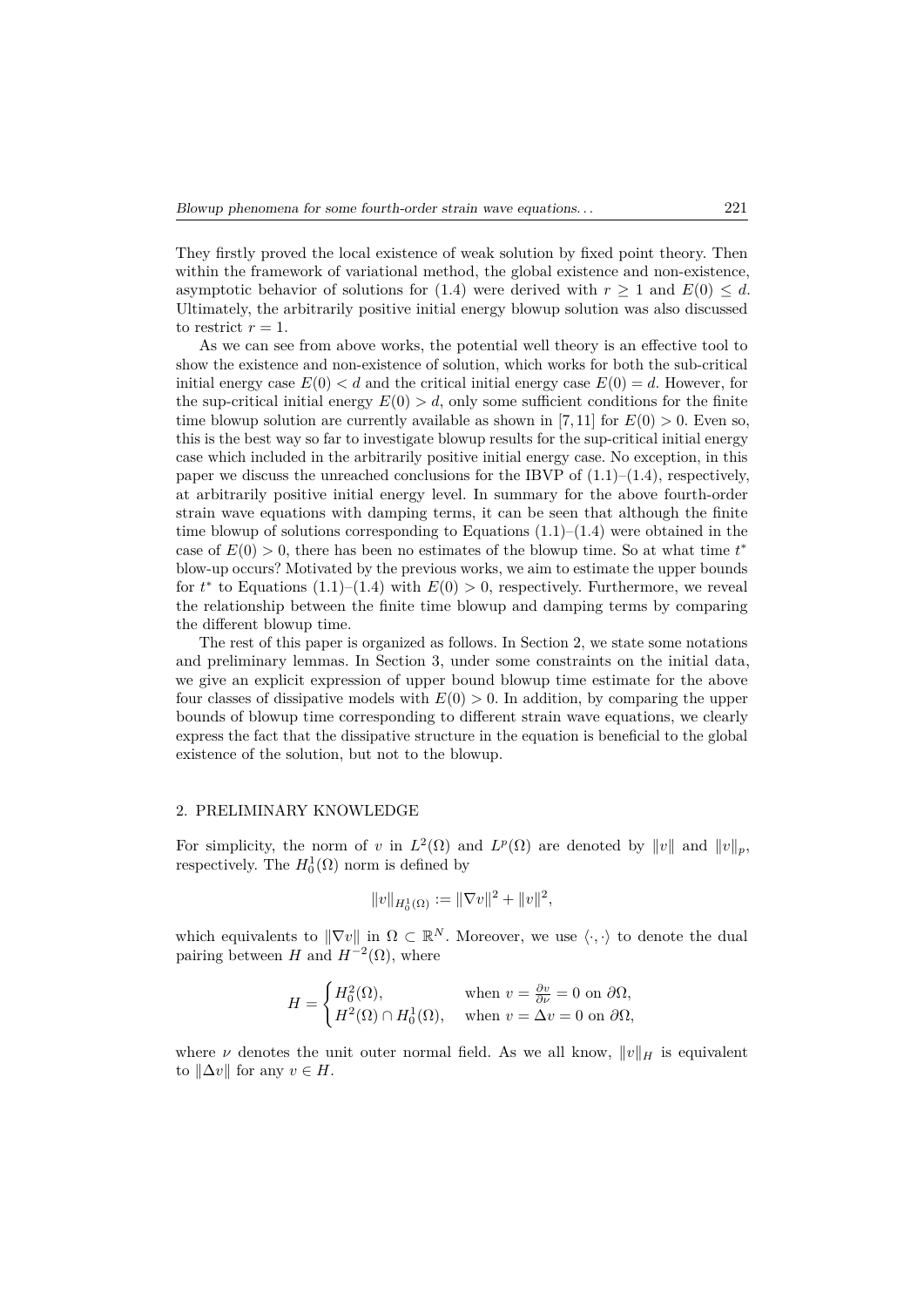They firstly proved the local existence of weak solution by fixed point theory. Then within the framework of variational method, the global existence and non-existence, asymptotic behavior of solutions for (1.4) were derived with $r \geq 1$ and $E(0) \leq d$. Ultimately, the arbitrarily positive initial energy blowup solution was also discussed to restrict $r = 1$.

As we can see from above works, the potential well theory is an effective tool to show the existence and non-existence of solution, which works for both the sub-critical initial energy case $E(0) < d$ and the critical initial energy case $E(0) = d$. However, for the sup-critical initial energy $E(0) > d$, only some sufficient conditions for the finite time blowup solution are currently available as shown in [7, 11] for $E(0) > 0$. Even so, this is the best way so far to investigate blowup results for the sup-critical initial energy case which included in the arbitrarily positive initial energy case. No exception, in this paper we discuss the unreached conclusions for the IBVP of (1.1)–(1.4), respectively, at arbitrarily positive initial energy level. In summary for the above fourth-order strain wave equations with damping terms, it can be seen that although the finite time blowup of solutions corresponding to Equations (1.1)–(1.4) were obtained in the case of $E(0) > 0$, there has been no estimates of the blowup time. So at what time $t^*$ blow-up occurs? Motivated by the previous works, we aim to estimate the upper bounds for $t^*$ to Equations (1.1)–(1.4) with $E(0) > 0$, respectively. Furthermore, we reveal the relationship between the finite time blowup and damping terms by comparing the different blowup time.

The rest of this paper is organized as follows. In Section 2, we state some notations and preliminary lemmas. In Section 3, under some constraints on the initial data, we give an explicit expression of upper bound blowup time estimate for the above four classes of dissipative models with $E(0) > 0$. In addition, by comparing the upper bounds of blowup time corresponding to different strain wave equations, we clearly express the fact that the dissipative structure in the equation is beneficial to the global existence of the solution, but not to the blowup.

## 2. PRELIMINARY KNOWLEDGE

For simplicity, the norm of $v$ in $L^2(\Omega)$ and $L^p(\Omega)$ are denoted by $\|v\|$ and $\|v\|_p$, respectively. The $H_0^1(\Omega)$ norm is defined by

$$\|v\|_{H_0^1(\Omega)} := \|\nabla v\|^2 + \|v\|^2,$$

which equivalents to $\|\nabla v\|$ in $\Omega \subset \mathbb{R}^N$. Moreover, we use $\langle \cdot, \cdot \rangle$ to denote the dual pairing between $H$ and $H^{-2}(\Omega)$, where

$$H = \begin{cases} H_0^2(\Omega), & \text{when } v = \frac{\partial v}{\partial \nu} = 0 \text{ on } \partial\Omega, \\ H^2(\Omega) \cap H_0^1(\Omega), & \text{when } v = \Delta v = 0 \text{ on } \partial\Omega, \end{cases}$$

where $\nu$ denotes the unit outer normal field. As we all know, $\|v\|_H$ is equivalent to $\|\Delta v\|$ for any $v \in H$.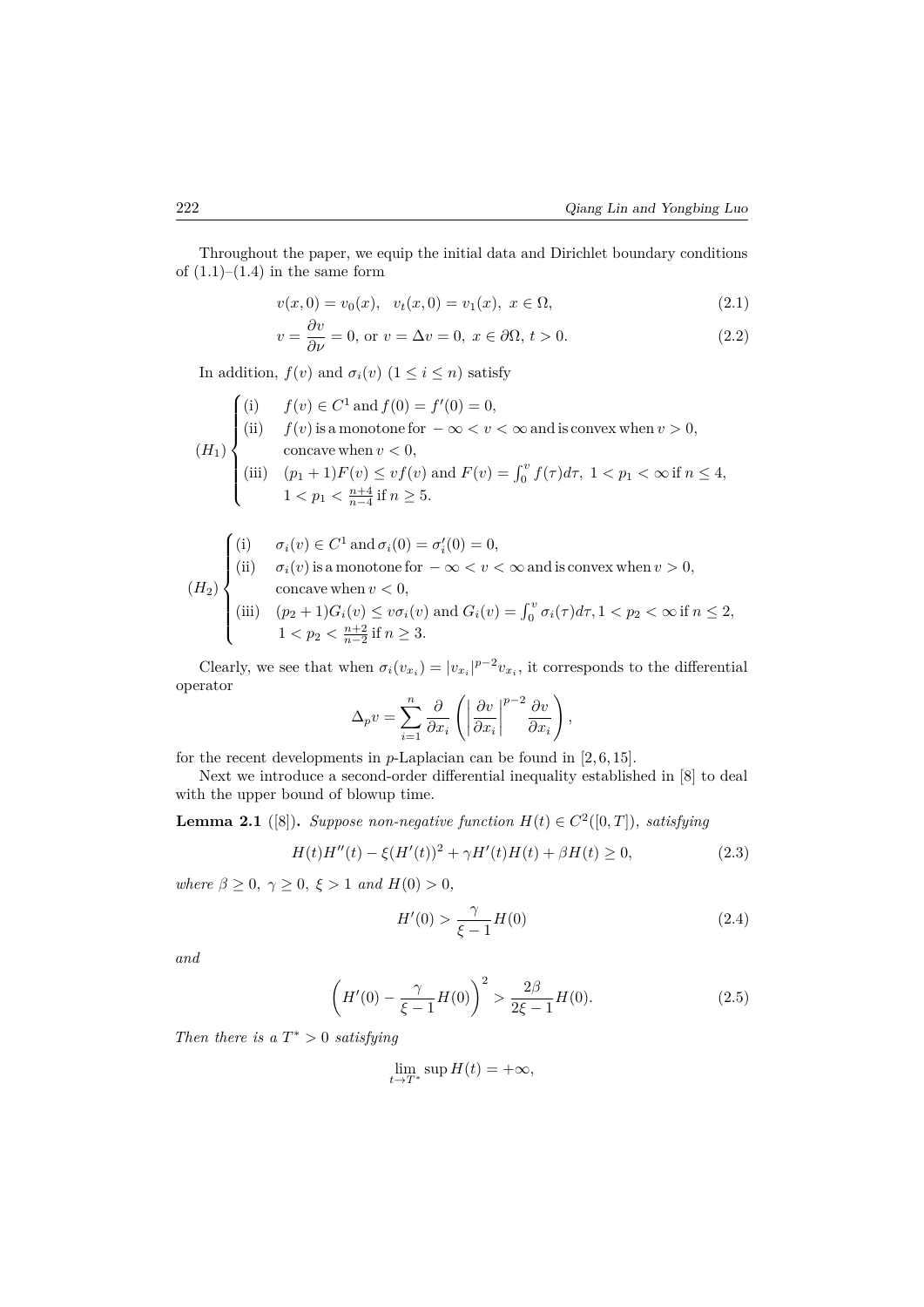Throughout the paper, we equip the initial data and Dirichlet boundary conditions of (1.1)–(1.4) in the same form

$$v(x,0)=v_0(x),\quad v_t(x,0)=v_1(x),\ x\in\Omega, \tag{2.1}$$

$$v=\frac{\partial v}{\partial \nu}=0,\ \text{or}\ v=\Delta v=0,\ x\in\partial\Omega,\ t>0. \tag{2.2}$$

In addition, $f(v)$ and $\sigma_i(v)$ $(1\le i\le n)$ satisfy

$$(H_1)\begin{cases}\text{(i)} & f(v)\in C^1 \text{ and } f(0)=f'(0)=0,\\ \text{(ii)} & f(v) \text{ is a monotone for } -\infty<v<\infty \text{ and is convex when } v>0,\\ & \text{concave when } v<0,\\ \text{(iii)} & (p_1+1)F(v)\le vf(v) \text{ and } F(v)=\int_0^v f(\tau)d\tau,\ 1<p_1<\infty \text{ if } n\le 4,\\ & 1<p_1<\frac{n+4}{n-4} \text{ if } n\ge 5.\end{cases}$$

$$(H_2)\begin{cases}\text{(i)} & \sigma_i(v)\in C^1 \text{ and } \sigma_i(0)=\sigma_i'(0)=0,\\ \text{(ii)} & \sigma_i(v) \text{ is a monotone for } -\infty<v<\infty \text{ and is convex when } v>0,\\ & \text{concave when } v<0,\\ \text{(iii)} & (p_2+1)G_i(v)\le v\sigma_i(v) \text{ and } G_i(v)=\int_0^v \sigma_i(\tau)d\tau, 1<p_2<\infty \text{ if } n\le 2,\\ & 1<p_2<\frac{n+2}{n-2} \text{ if } n\ge 3.\end{cases}$$

Clearly, we see that when $\sigma_i(v_{x_i})=|v_{x_i}|^{p-2}v_{x_i}$, it corresponds to the differential operator

$$\Delta_p v=\sum_{i=1}^n \frac{\partial}{\partial x_i}\left(\left|\frac{\partial v}{\partial x_i}\right|^{p-2}\frac{\partial v}{\partial x_i}\right),$$

for the recent developments in $p$-Laplacian can be found in [2, 6, 15].

Next we introduce a second-order differential inequality established in [8] to deal with the upper bound of blowup time.

**Lemma 2.1** ([8]). *Suppose non-negative function $H(t)\in C^2([0,T])$, satisfying*

$$H(t)H''(t)-\xi(H'(t))^2+\gamma H'(t)H(t)+\beta H(t)\ge 0, \tag{2.3}$$

*where $\beta\ge 0,\ \gamma\ge 0,\ \xi>1$ and $H(0)>0$,*

$$H'(0)>\frac{\gamma}{\xi-1}H(0) \tag{2.4}$$

*and*

$$\left(H'(0)-\frac{\gamma}{\xi-1}H(0)\right)^2>\frac{2\beta}{2\xi-1}H(0). \tag{2.5}$$

*Then there is a $T^*>0$ satisfying*

$$\lim_{t\to T^*}\sup H(t)=+\infty,$$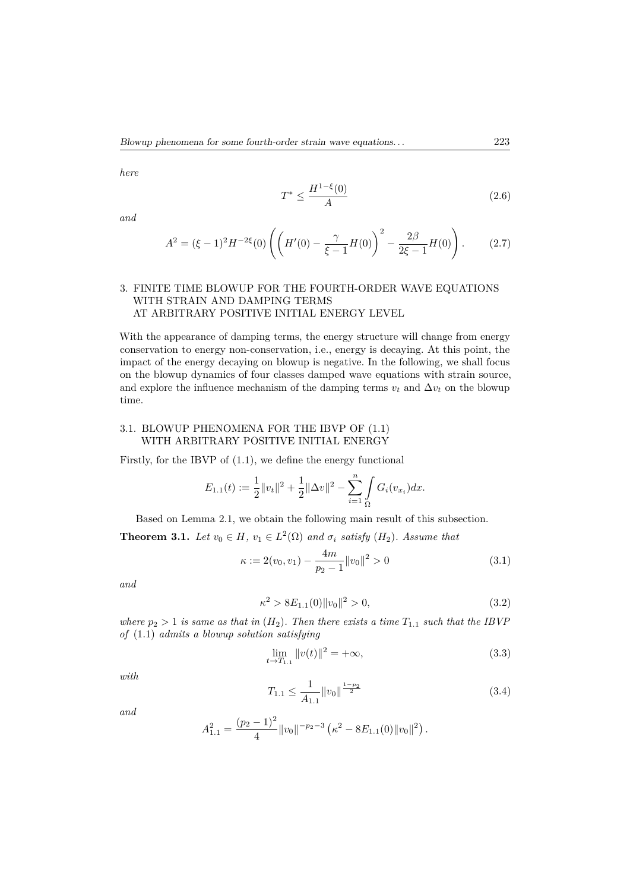*here*

$$T^* \leq \frac{H^{1-\xi}(0)}{A} \tag{2.6}$$

*and*

$$A^2 = (\xi-1)^2 H^{-2\xi}(0) \left( \left( H'(0) - \frac{\gamma}{\xi - 1} H(0) \right)^2 - \frac{2\beta}{2\xi - 1} H(0) \right). \tag{2.7}$$

## 3. FINITE TIME BLOWUP FOR THE FOURTH-ORDER WAVE EQUATIONS WITH STRAIN AND DAMPING TERMS AT ARBITRARY POSITIVE INITIAL ENERGY LEVEL

With the appearance of damping terms, the energy structure will change from energy conservation to energy non-conservation, i.e., energy is decaying. At this point, the impact of the energy decaying on blowup is negative. In the following, we shall focus on the blowup dynamics of four classes damped wave equations with strain source, and explore the influence mechanism of the damping terms $v_t$ and $\Delta v_t$ on the blowup time.

### 3.1. BLOWUP PHENOMENA FOR THE IBVP OF (1.1) WITH ARBITRARY POSITIVE INITIAL ENERGY

Firstly, for the IBVP of (1.1), we define the energy functional

$$E_{1.1}(t) := \frac{1}{2}\|v_t\|^2 + \frac{1}{2}\|\Delta v\|^2 - \sum_{i=1}^{n} \int_{\Omega} G_i(v_{x_i}) dx.$$

Based on Lemma 2.1, we obtain the following main result of this subsection.

**Theorem 3.1.** *Let $v_0 \in H$, $v_1 \in L^2(\Omega)$ and $\sigma_i$ satisfy $(H_2)$. Assume that*

$$\kappa := 2(v_0, v_1) - \frac{4m}{p_2 - 1}\|v_0\|^2 > 0 \tag{3.1}$$

*and*

$$\kappa^2 > 8E_{1.1}(0)\|v_0\|^2 > 0, \tag{3.2}$$

*where $p_2 > 1$ is same as that in $(H_2)$. Then there exists a time $T_{1.1}$ such that the IBVP of (1.1) admits a blowup solution satisfying*

$$\lim_{t \to T_{1.1}} \|v(t)\|^2 = +\infty, \tag{3.3}$$

*with*

$$T_{1.1} \leq \frac{1}{A_{1.1}} \|v_0\|^{\frac{1-p_2}{2}} \tag{3.4}$$

*and*

$$A_{1.1}^2 = \frac{(p_2-1)^2}{4} \|v_0\|^{-p_2-3} \left( \kappa^2 - 8E_{1.1}(0)\|v_0\|^2 \right).$$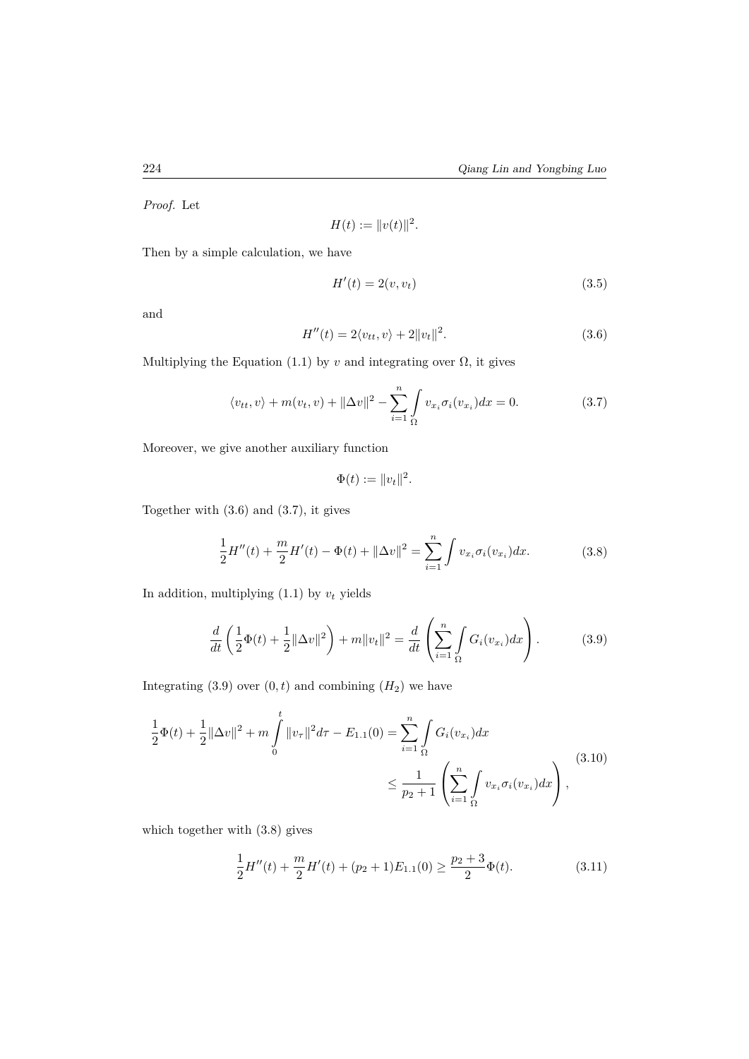*Proof.* Let

$$H(t) := \|v(t)\|^2.$$

Then by a simple calculation, we have

$$H'(t) = 2(v, v_t) \tag{3.5}$$

and

$$H''(t) = 2\langle v_{tt}, v\rangle + 2\|v_t\|^2. \tag{3.6}$$

Multiplying the Equation (1.1) by $v$ and integrating over $\Omega$, it gives

$$\langle v_{tt}, v\rangle + m(v_t, v) + \|\Delta v\|^2 - \sum_{i=1}^{n} \int_{\Omega} v_{x_i} \sigma_i(v_{x_i}) dx = 0. \tag{3.7}$$

Moreover, we give another auxiliary function

$$\Phi(t) := \|v_t\|^2.$$

Together with (3.6) and (3.7), it gives

$$\frac{1}{2}H''(t) + \frac{m}{2}H'(t) - \Phi(t) + \|\Delta v\|^2 = \sum_{i=1}^{n} \int v_{x_i} \sigma_i(v_{x_i}) dx. \tag{3.8}$$

In addition, multiplying (1.1) by $v_t$ yields

$$\frac{d}{dt}\left(\frac{1}{2}\Phi(t) + \frac{1}{2}\|\Delta v\|^2\right) + m\|v_t\|^2 = \frac{d}{dt}\left(\sum_{i=1}^{n} \int_{\Omega} G_i(v_{x_i}) dx\right). \tag{3.9}$$

Integrating (3.9) over $(0, t)$ and combining $(H_2)$ we have

$$\begin{aligned} \frac{1}{2}\Phi(t) + \frac{1}{2}\|\Delta v\|^2 + m\int_0^t \|v_\tau\|^2 d\tau - E_{1.1}(0) &= \sum_{i=1}^{n} \int_{\Omega} G_i(v_{x_i}) dx \\ &\leq \frac{1}{p_2 + 1}\left(\sum_{i=1}^{n} \int_{\Omega} v_{x_i} \sigma_i(v_{x_i}) dx\right), \end{aligned} \tag{3.10}$$

which together with (3.8) gives

$$\frac{1}{2}H''(t) + \frac{m}{2}H'(t) + (p_2 + 1)E_{1.1}(0) \geq \frac{p_2 + 3}{2}\Phi(t). \tag{3.11}$$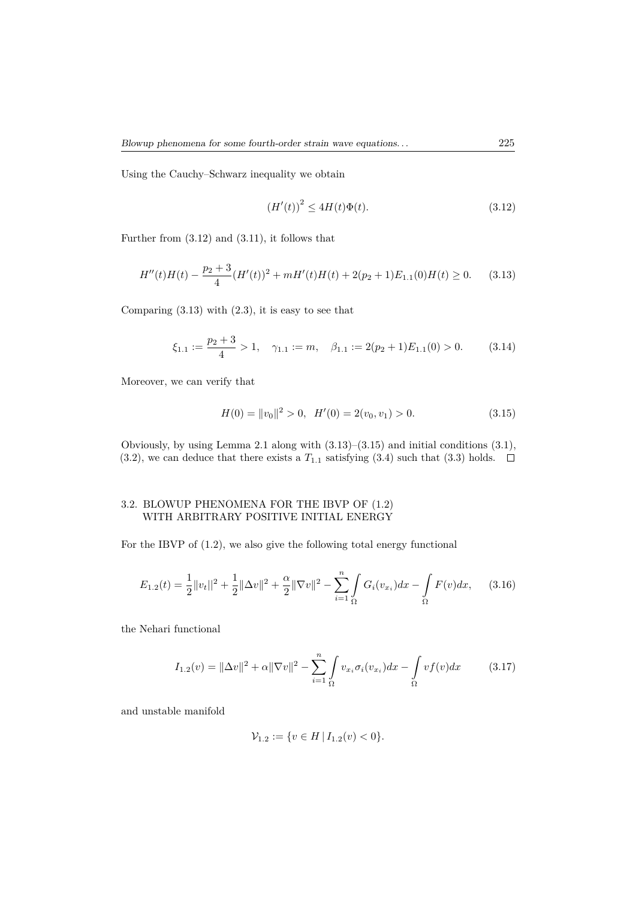Using the Cauchy–Schwarz inequality we obtain

$$(H'(t))^2 \leq 4H(t)\Phi(t). \tag{3.12}$$

Further from (3.12) and (3.11), it follows that

$$H''(t)H(t) - \frac{p_2+3}{4}(H'(t))^2 + mH'(t)H(t) + 2(p_2+1)E_{1.1}(0)H(t) \geq 0. \tag{3.13}$$

Comparing (3.13) with (2.3), it is easy to see that

$$\xi_{1.1} := \frac{p_2+3}{4} > 1, \quad \gamma_{1.1} := m, \quad \beta_{1.1} := 2(p_2+1)E_{1.1}(0) > 0. \tag{3.14}$$

Moreover, we can verify that

$$H(0) = \|v_0\|^2 > 0, \;\; H'(0) = 2(v_0, v_1) > 0. \tag{3.15}$$

Obviously, by using Lemma 2.1 along with (3.13)–(3.15) and initial conditions (3.1), (3.2), we can deduce that there exists a $T_{1.1}$ satisfying (3.4) such that (3.3) holds. □

## 3.2. BLOWUP PHENOMENA FOR THE IBVP OF (1.2) WITH ARBITRARY POSITIVE INITIAL ENERGY

For the IBVP of (1.2), we also give the following total energy functional

$$E_{1.2}(t) = \frac{1}{2}\|v_t\|^2 + \frac{1}{2}\|\Delta v\|^2 + \frac{\alpha}{2}\|\nabla v\|^2 - \sum_{i=1}^{n}\int_{\Omega} G_i(v_{x_i})dx - \int_{\Omega} F(v)dx, \tag{3.16}$$

the Nehari functional

$$I_{1.2}(v) = \|\Delta v\|^2 + \alpha\|\nabla v\|^2 - \sum_{i=1}^{n}\int_{\Omega} v_{x_i}\sigma_i(v_{x_i})dx - \int_{\Omega} vf(v)dx \tag{3.17}$$

and unstable manifold

$$\mathcal{V}_{1.2} := \{v \in H \,|\, I_{1.2}(v) < 0\}.$$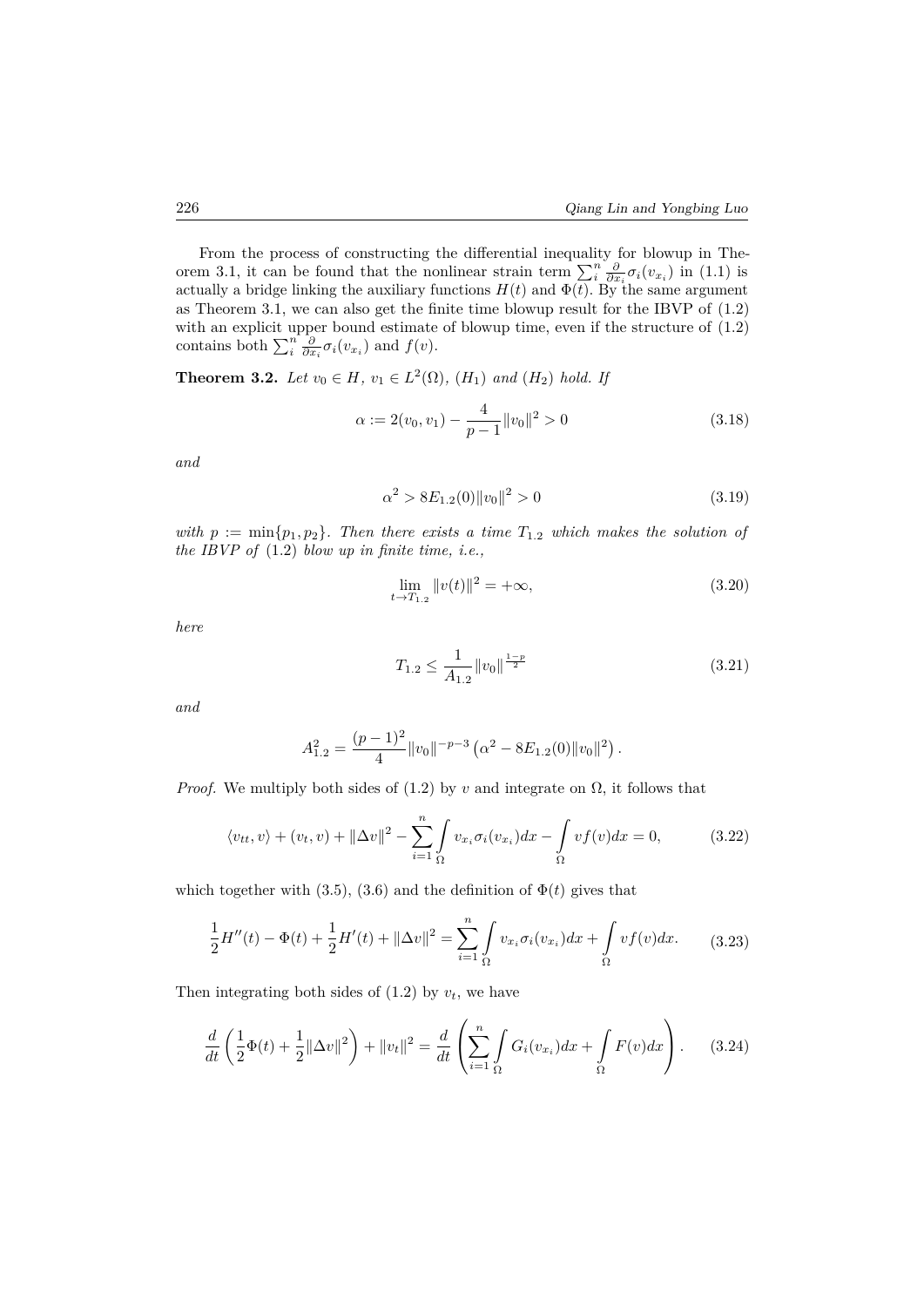From the process of constructing the differential inequality for blowup in Theorem 3.1, it can be found that the nonlinear strain term $\sum_i^n \frac{\partial}{\partial x_i}\sigma_i(v_{x_i})$ in (1.1) is actually a bridge linking the auxiliary functions $H(t)$ and $\Phi(t)$. By the same argument as Theorem 3.1, we can also get the finite time blowup result for the IBVP of (1.2) with an explicit upper bound estimate of blowup time, even if the structure of (1.2) contains both $\sum_i^n \frac{\partial}{\partial x_i}\sigma_i(v_{x_i})$ and $f(v)$.

**Theorem 3.2.** *Let $v_0 \in H$, $v_1 \in L^2(\Omega)$, $(H_1)$ and $(H_2)$ hold. If*

$$\alpha := 2(v_0, v_1) - \frac{4}{p-1}\|v_0\|^2 > 0 \tag{3.18}$$

*and*

$$\alpha^2 > 8E_{1.2}(0)\|v_0\|^2 > 0 \tag{3.19}$$

*with $p := \min\{p_1, p_2\}$. Then there exists a time $T_{1.2}$ which makes the solution of the IBVP of (1.2) blow up in finite time, i.e.,*

$$\lim_{t\to T_{1.2}} \|v(t)\|^2 = +\infty, \tag{3.20}$$

*here*

$$T_{1.2} \le \frac{1}{A_{1.2}}\|v_0\|^{\frac{1-p}{2}} \tag{3.21}$$

*and*

$$A_{1.2}^2 = \frac{(p-1)^2}{4}\|v_0\|^{-p-3}\left(\alpha^2 - 8E_{1.2}(0)\|v_0\|^2\right).$$

*Proof.* We multiply both sides of (1.2) by $v$ and integrate on $\Omega$, it follows that

$$\langle v_{tt}, v\rangle + (v_t, v) + \|\Delta v\|^2 - \sum_{i=1}^n \int_\Omega v_{x_i}\sigma_i(v_{x_i})dx - \int_\Omega v f(v)dx = 0, \tag{3.22}$$

which together with (3.5), (3.6) and the definition of $\Phi(t)$ gives that

$$\frac{1}{2}H''(t) - \Phi(t) + \frac{1}{2}H'(t) + \|\Delta v\|^2 = \sum_{i=1}^n \int_\Omega v_{x_i}\sigma_i(v_{x_i})dx + \int_\Omega v f(v)dx. \tag{3.23}$$

Then integrating both sides of (1.2) by $v_t$, we have

$$\frac{d}{dt}\left(\frac{1}{2}\Phi(t) + \frac{1}{2}\|\Delta v\|^2\right) + \|v_t\|^2 = \frac{d}{dt}\left(\sum_{i=1}^n \int_\Omega G_i(v_{x_i})dx + \int_\Omega F(v)dx\right). \tag{3.24}$$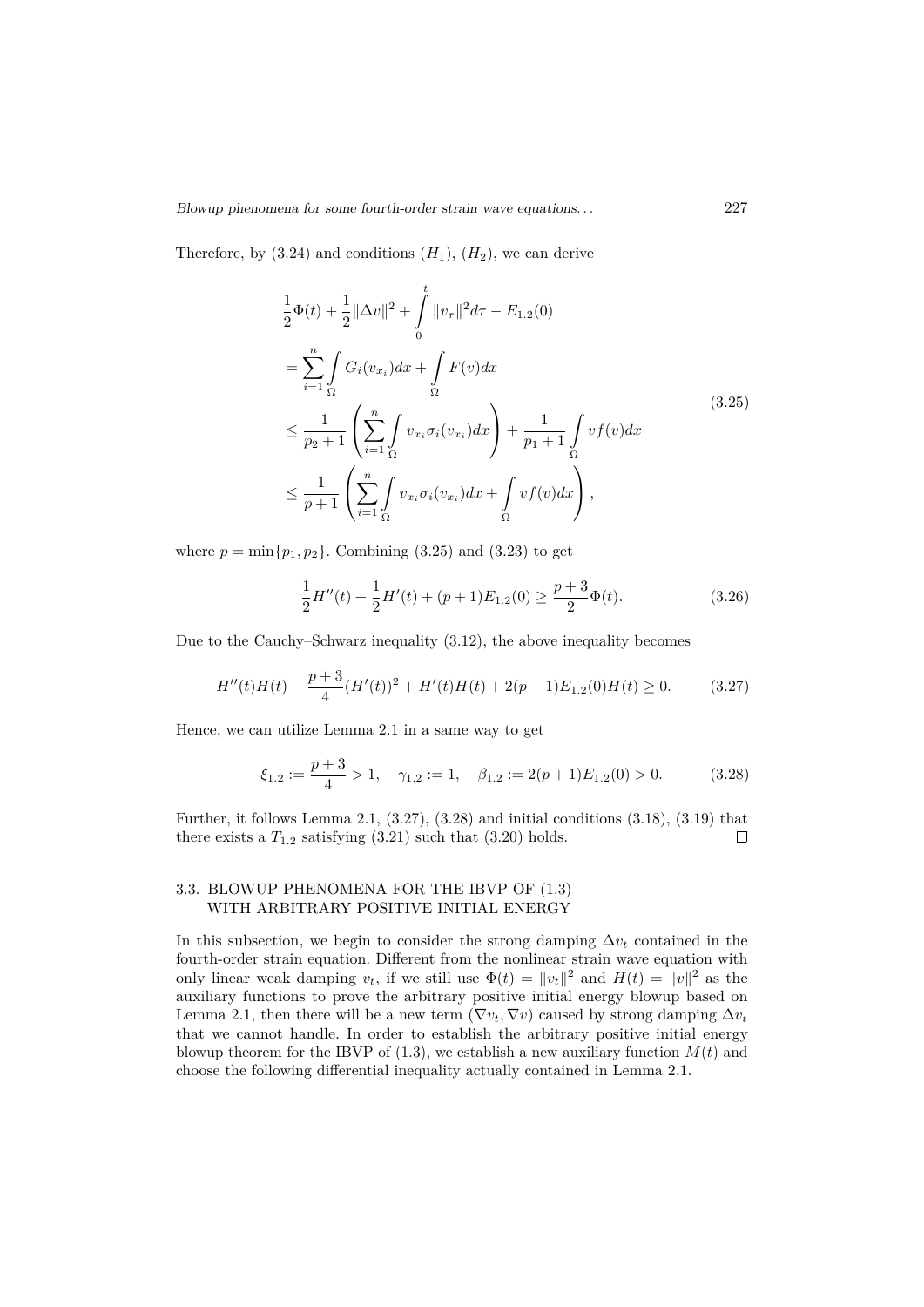Therefore, by (3.24) and conditions $(H_1)$, $(H_2)$, we can derive

$$
\begin{aligned}
&\frac{1}{2}\Phi(t) + \frac{1}{2}\|\Delta v\|^2 + \int_0^t \|v_\tau\|^2 d\tau - E_{1.2}(0) \\
&= \sum_{i=1}^{n} \int_\Omega G_i(v_{x_i})dx + \int_\Omega F(v)dx \\
&\leq \frac{1}{p_2+1}\left(\sum_{i=1}^{n}\int_\Omega v_{x_i}\sigma_i(v_{x_i})dx\right) + \frac{1}{p_1+1}\int_\Omega vf(v)dx \\
&\leq \frac{1}{p+1}\left(\sum_{i=1}^{n}\int_\Omega v_{x_i}\sigma_i(v_{x_i})dx + \int_\Omega vf(v)dx\right),
\end{aligned}
\tag{3.25}
$$

where $p = \min\{p_1, p_2\}$. Combining (3.25) and (3.23) to get

$$
\frac{1}{2}H''(t) + \frac{1}{2}H'(t) + (p+1)E_{1.2}(0) \geq \frac{p+3}{2}\Phi(t). \tag{3.26}
$$

Due to the Cauchy–Schwarz inequality (3.12), the above inequality becomes

$$
H''(t)H(t) - \frac{p+3}{4}(H'(t))^2 + H'(t)H(t) + 2(p+1)E_{1.2}(0)H(t) \geq 0. \tag{3.27}
$$

Hence, we can utilize Lemma 2.1 in a same way to get

$$
\xi_{1.2} := \frac{p+3}{4} > 1, \quad \gamma_{1.2} := 1, \quad \beta_{1.2} := 2(p+1)E_{1.2}(0) > 0. \tag{3.28}
$$

Further, it follows Lemma 2.1, (3.27), (3.28) and initial conditions (3.18), (3.19) that there exists a $T_{1.2}$ satisfying (3.21) such that (3.20) holds. □

### 3.3. BLOWUP PHENOMENA FOR THE IBVP OF (1.3) WITH ARBITRARY POSITIVE INITIAL ENERGY

In this subsection, we begin to consider the strong damping $\Delta v_t$ contained in the fourth-order strain equation. Different from the nonlinear strain wave equation with only linear weak damping $v_t$, if we still use $\Phi(t) = \|v_t\|^2$ and $H(t) = \|v\|^2$ as the auxiliary functions to prove the arbitrary positive initial energy blowup based on Lemma 2.1, then there will be a new term $(\nabla v_t, \nabla v)$ caused by strong damping $\Delta v_t$ that we cannot handle. In order to establish the arbitrary positive initial energy blowup theorem for the IBVP of (1.3), we establish a new auxiliary function $M(t)$ and choose the following differential inequality actually contained in Lemma 2.1.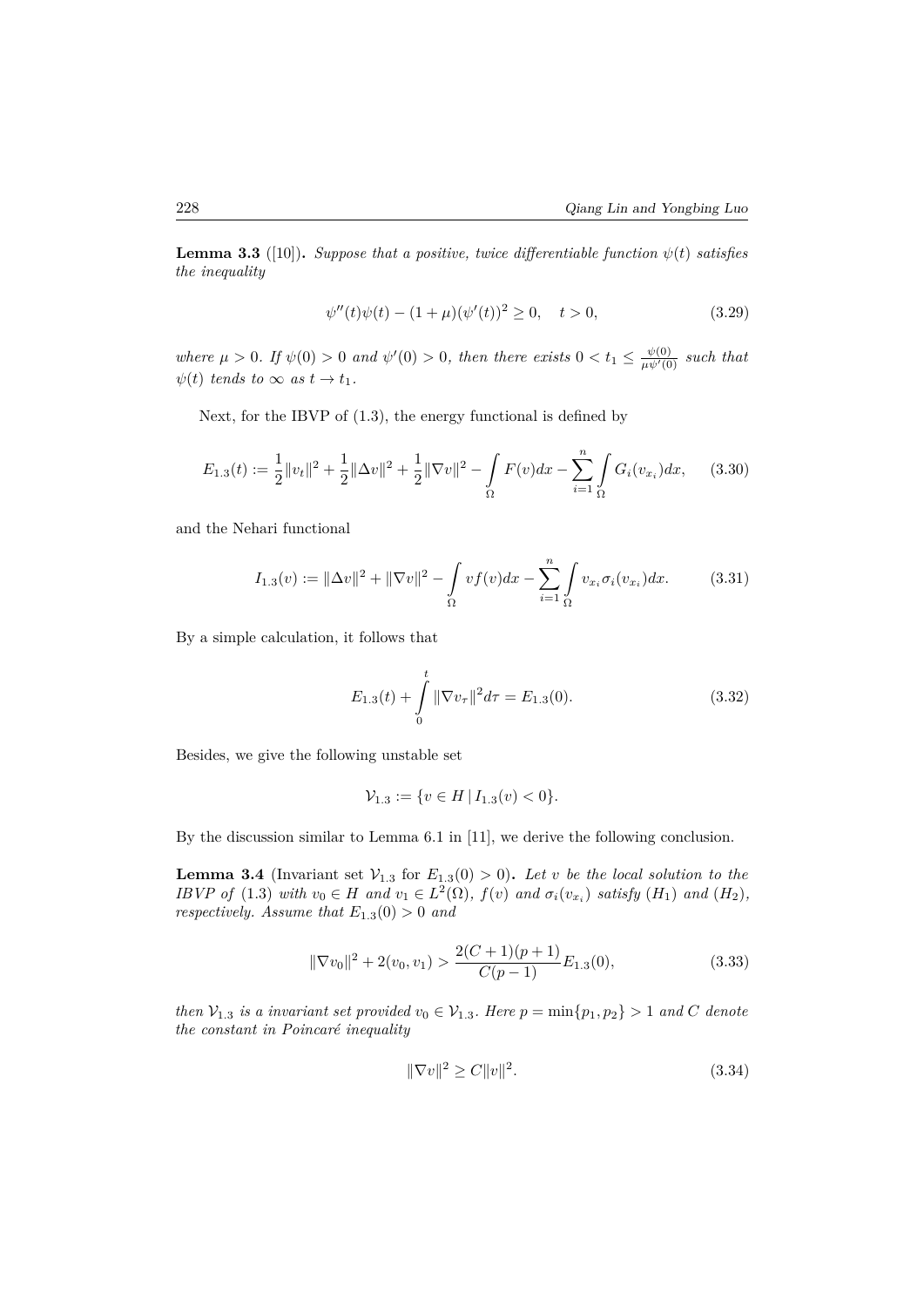**Lemma 3.3** ([10])**.** *Suppose that a positive, twice differentiable function $\psi(t)$ satisfies the inequality*

$$\psi''(t)\psi(t) - (1+\mu)(\psi'(t))^2 \geq 0, \quad t > 0, \tag{3.29}$$

*where $\mu > 0$. If $\psi(0) > 0$ and $\psi'(0) > 0$, then there exists $0 < t_1 \leq \frac{\psi(0)}{\mu\psi'(0)}$ such that $\psi(t)$ tends to $\infty$ as $t \to t_1$.*

Next, for the IBVP of (1.3), the energy functional is defined by

$$E_{1.3}(t) := \frac{1}{2}\|v_t\|^2 + \frac{1}{2}\|\Delta v\|^2 + \frac{1}{2}\|\nabla v\|^2 - \int\limits_\Omega F(v)dx - \sum_{i=1}^n \int\limits_\Omega G_i(v_{x_i})dx, \tag{3.30}$$

and the Nehari functional

$$I_{1.3}(v) := \|\Delta v\|^2 + \|\nabla v\|^2 - \int\limits_\Omega vf(v)dx - \sum_{i=1}^n \int\limits_\Omega v_{x_i}\sigma_i(v_{x_i})dx. \tag{3.31}$$

By a simple calculation, it follows that

$$E_{1.3}(t) + \int\limits_0^t \|\nabla v_\tau\|^2 d\tau = E_{1.3}(0). \tag{3.32}$$

Besides, we give the following unstable set

$$\mathcal{V}_{1.3} := \{v \in H \,|\, I_{1.3}(v) < 0\}.$$

By the discussion similar to Lemma 6.1 in [11], we derive the following conclusion.

**Lemma 3.4** (Invariant set $\mathcal{V}_{1.3}$ for $E_{1.3}(0) > 0$)**.** *Let $v$ be the local solution to the IBVP of (1.3) with $v_0 \in H$ and $v_1 \in L^2(\Omega)$, $f(v)$ and $\sigma_i(v_{x_i})$ satisfy $(H_1)$ and $(H_2)$, respectively. Assume that $E_{1.3}(0) > 0$ and*

$$\|\nabla v_0\|^2 + 2(v_0, v_1) > \frac{2(C+1)(p+1)}{C(p-1)} E_{1.3}(0), \tag{3.33}$$

*then $\mathcal{V}_{1.3}$ is a invariant set provided $v_0 \in \mathcal{V}_{1.3}$. Here $p = \min\{p_1, p_2\} > 1$ and $C$ denote the constant in Poincaré inequality*

$$\|\nabla v\|^2 \geq C\|v\|^2. \tag{3.34}$$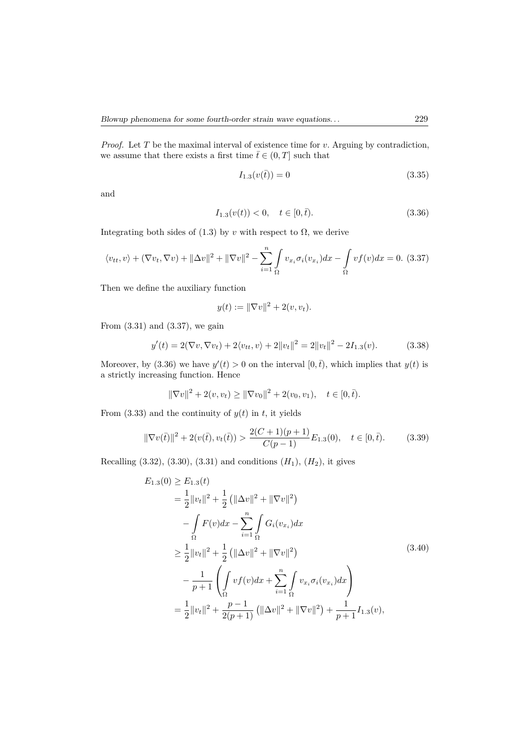*Proof.* Let $T$ be the maximal interval of existence time for $v$. Arguing by contradiction, we assume that there exists a first time $\bar{t} \in (0, T]$ such that

$$I_{1.3}(v(\bar{t})) = 0 \tag{3.35}$$

and

$$I_{1.3}(v(t)) < 0, \quad t \in [0, \bar{t}). \tag{3.36}$$

Integrating both sides of (1.3) by $v$ with respect to $\Omega$, we derive

$$\langle v_{tt}, v\rangle + (\nabla v_t, \nabla v) + \|\Delta v\|^2 + \|\nabla v\|^2 - \sum_{i=1}^{n} \int_{\Omega} v_{x_i} \sigma_i(v_{x_i}) dx - \int_{\Omega} v f(v) dx = 0. \tag{3.37}$$

Then we define the auxiliary function

$$y(t) := \|\nabla v\|^2 + 2(v, v_t).$$

From (3.31) and (3.37), we gain

$$y'(t) = 2(\nabla v, \nabla v_t) + 2\langle v_{tt}, v\rangle + 2\|v_t\|^2 = 2\|v_t\|^2 - 2I_{1.3}(v). \tag{3.38}$$

Moreover, by (3.36) we have $y'(t) > 0$ on the interval $[0, \bar{t})$, which implies that $y(t)$ is a strictly increasing function. Hence

$$\|\nabla v\|^2 + 2(v, v_t) \geq \|\nabla v_0\|^2 + 2(v_0, v_1), \quad t \in [0, \bar{t}).$$

From (3.33) and the continuity of $y(t)$ in $t$, it yields

$$\|\nabla v(\bar{t})\|^2 + 2(v(\bar{t}), v_t(\bar{t})) > \frac{2(C+1)(p+1)}{C(p-1)} E_{1.3}(0), \quad t \in [0, \bar{t}). \tag{3.39}$$

Recalling (3.32), (3.30), (3.31) and conditions $(H_1)$, $(H_2)$, it gives

$$\begin{aligned}
E_{1.3}(0) &\geq E_{1.3}(t) \\
&= \frac{1}{2}\|v_t\|^2 + \frac{1}{2}\left(\|\Delta v\|^2 + \|\nabla v\|^2\right) \\
&\quad - \int_{\Omega} F(v) dx - \sum_{i=1}^{n} \int_{\Omega} G_i(v_{x_i}) dx \\
&\geq \frac{1}{2}\|v_t\|^2 + \frac{1}{2}\left(\|\Delta v\|^2 + \|\nabla v\|^2\right) \\
&\quad - \frac{1}{p+1}\left(\int_{\Omega} v f(v) dx + \sum_{i=1}^{n} \int_{\Omega} v_{x_i} \sigma_i(v_{x_i}) dx\right) \\
&= \frac{1}{2}\|v_t\|^2 + \frac{p-1}{2(p+1)}\left(\|\Delta v\|^2 + \|\nabla v\|^2\right) + \frac{1}{p+1} I_{1.3}(v),
\end{aligned} \tag{3.40}$$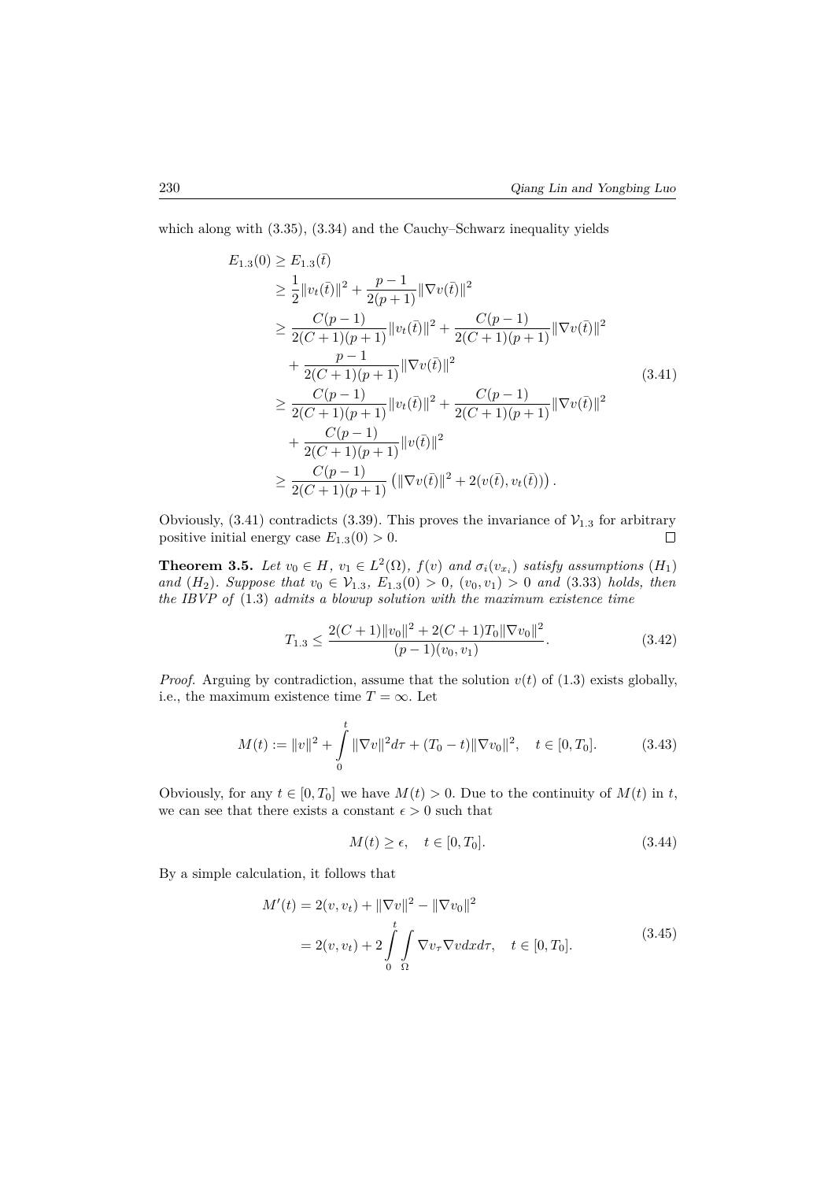which along with (3.35), (3.34) and the Cauchy–Schwarz inequality yields

$$
\begin{aligned}
E_{1.3}(0) &\geq E_{1.3}(\bar{t}) \\
&\geq \frac{1}{2}\|v_t(\bar{t})\|^2 + \frac{p-1}{2(p+1)}\|\nabla v(\bar{t})\|^2 \\
&\geq \frac{C(p-1)}{2(C+1)(p+1)}\|v_t(\bar{t})\|^2 + \frac{C(p-1)}{2(C+1)(p+1)}\|\nabla v(\bar{t})\|^2 \\
&\quad + \frac{p-1}{2(C+1)(p+1)}\|\nabla v(\bar{t})\|^2 \\
&\geq \frac{C(p-1)}{2(C+1)(p+1)}\|v_t(\bar{t})\|^2 + \frac{C(p-1)}{2(C+1)(p+1)}\|\nabla v(\bar{t})\|^2 \\
&\quad + \frac{C(p-1)}{2(C+1)(p+1)}\|v(\bar{t})\|^2 \\
&\geq \frac{C(p-1)}{2(C+1)(p+1)}\left(\|\nabla v(\bar{t})\|^2 + 2(v(\bar{t}), v_t(\bar{t}))\right).
\end{aligned}
\tag{3.41}
$$

Obviously, (3.41) contradicts (3.39). This proves the invariance of $\mathcal{V}_{1.3}$ for arbitrary positive initial energy case $E_{1.3}(0) > 0$. ∎

**Theorem 3.5.** *Let $v_0 \in H$, $v_1 \in L^2(\Omega)$, $f(v)$ and $\sigma_i(v_{x_i})$ satisfy assumptions $(H_1)$ and $(H_2)$. Suppose that $v_0 \in \mathcal{V}_{1.3}$, $E_{1.3}(0) > 0$, $(v_0, v_1) > 0$ and (3.33) holds, then the IBVP of (1.3) admits a blowup solution with the maximum existence time*

$$
T_{1.3} \leq \frac{2(C+1)\|v_0\|^2 + 2(C+1)T_0\|\nabla v_0\|^2}{(p-1)(v_0, v_1)}. \tag{3.42}
$$

*Proof.* Arguing by contradiction, assume that the solution $v(t)$ of (1.3) exists globally, i.e., the maximum existence time $T = \infty$. Let

$$
M(t) := \|v\|^2 + \int_0^t \|\nabla v\|^2 d\tau + (T_0 - t)\|\nabla v_0\|^2, \quad t \in [0, T_0]. \tag{3.43}
$$

Obviously, for any $t \in [0, T_0]$ we have $M(t) > 0$. Due to the continuity of $M(t)$ in $t$, we can see that there exists a constant $\epsilon > 0$ such that

$$
M(t) \geq \epsilon, \quad t \in [0, T_0]. \tag{3.44}
$$

By a simple calculation, it follows that

$$
\begin{aligned}
M'(t) &= 2(v, v_t) + \|\nabla v\|^2 - \|\nabla v_0\|^2 \\
&= 2(v, v_t) + 2\int_0^t \int_\Omega \nabla v_\tau \nabla v dx d\tau, \quad t \in [0, T_0].
\end{aligned}
\tag{3.45}
$$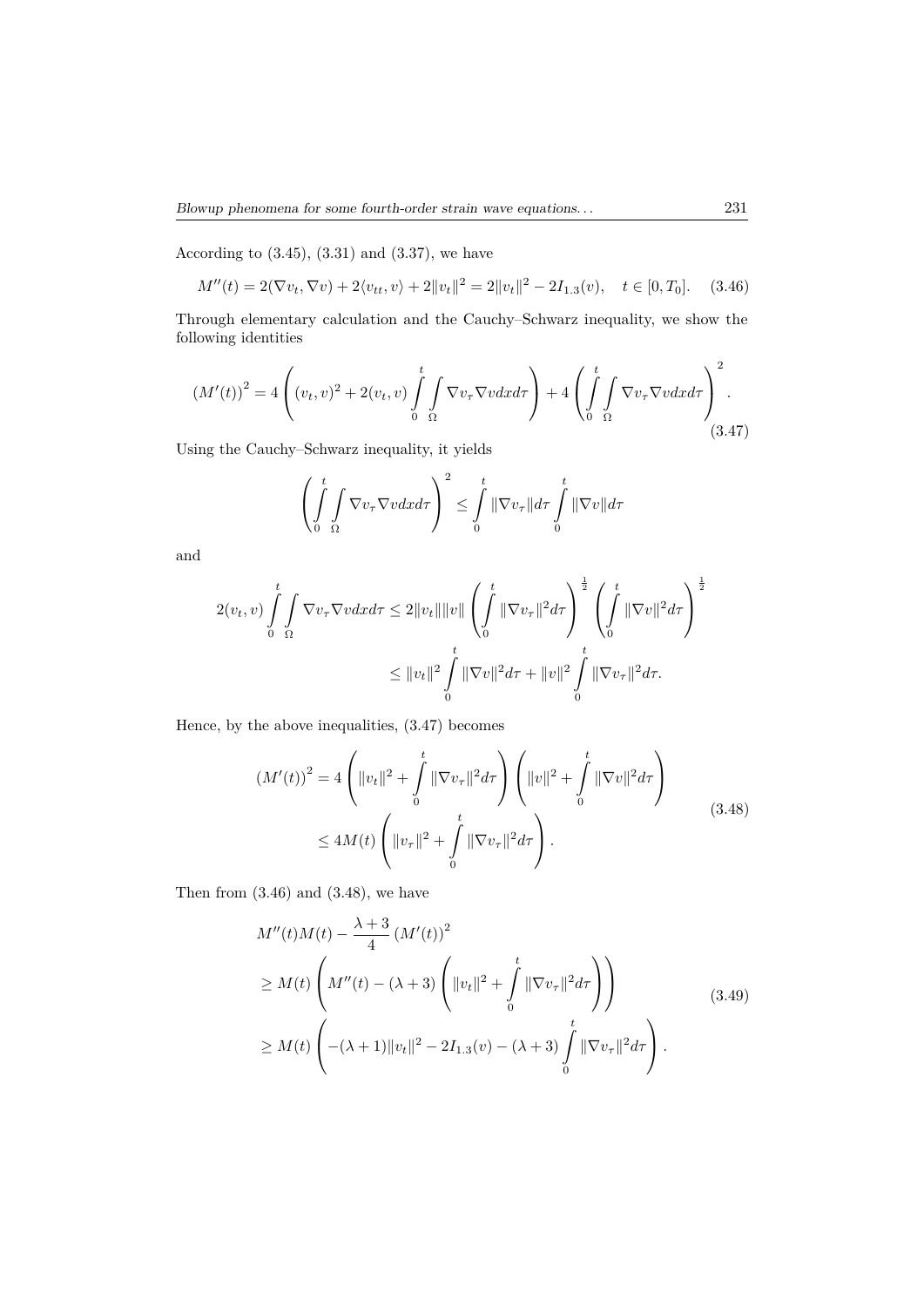According to (3.45), (3.31) and (3.37), we have

$$M''(t) = 2(\nabla v_t, \nabla v) + 2\langle v_{tt}, v\rangle + 2\|v_t\|^2 = 2\|v_t\|^2 - 2I_{1.3}(v), \quad t \in [0, T_0]. \tag{3.46}$$

Through elementary calculation and the Cauchy–Schwarz inequality, we show the following identities

$$(M'(t))^2 = 4\left((v_t, v)^2 + 2(v_t, v)\int_0^t \int_\Omega \nabla v_\tau \nabla v dx d\tau\right) + 4\left(\int_0^t \int_\Omega \nabla v_\tau \nabla v dx d\tau\right)^2. \tag{3.47}$$

Using the Cauchy–Schwarz inequality, it yields

$$\left(\int_0^t \int_\Omega \nabla v_\tau \nabla v dx d\tau\right)^2 \le \int_0^t \|\nabla v_\tau\| d\tau \int_0^t \|\nabla v\| d\tau$$

and

$$\begin{aligned}
2(v_t, v)\int_0^t \int_\Omega \nabla v_\tau \nabla v dx d\tau &\le 2\|v_t\|\|v\|\left(\int_0^t \|\nabla v_\tau\|^2 d\tau\right)^{\frac{1}{2}}\left(\int_0^t \|\nabla v\|^2 d\tau\right)^{\frac{1}{2}} \\
&\le \|v_t\|^2 \int_0^t \|\nabla v\|^2 d\tau + \|v\|^2 \int_0^t \|\nabla v_\tau\|^2 d\tau.
\end{aligned}$$

Hence, by the above inequalities, (3.47) becomes

$$\begin{aligned}
(M'(t))^2 &= 4\left(\|v_t\|^2 + \int_0^t \|\nabla v_\tau\|^2 d\tau\right)\left(\|v\|^2 + \int_0^t \|\nabla v\|^2 d\tau\right) \\
&\le 4M(t)\left(\|v_\tau\|^2 + \int_0^t \|\nabla v_\tau\|^2 d\tau\right).
\end{aligned} \tag{3.48}$$

Then from (3.46) and (3.48), we have

$$\begin{aligned}
&M''(t)M(t) - \frac{\lambda+3}{4}(M'(t))^2 \\
&\ge M(t)\left(M''(t) - (\lambda+3)\left(\|v_t\|^2 + \int_0^t \|\nabla v_\tau\|^2 d\tau\right)\right) \\
&\ge M(t)\left(-(\lambda+1)\|v_t\|^2 - 2I_{1.3}(v) - (\lambda+3)\int_0^t \|\nabla v_\tau\|^2 d\tau\right).
\end{aligned} \tag{3.49}$$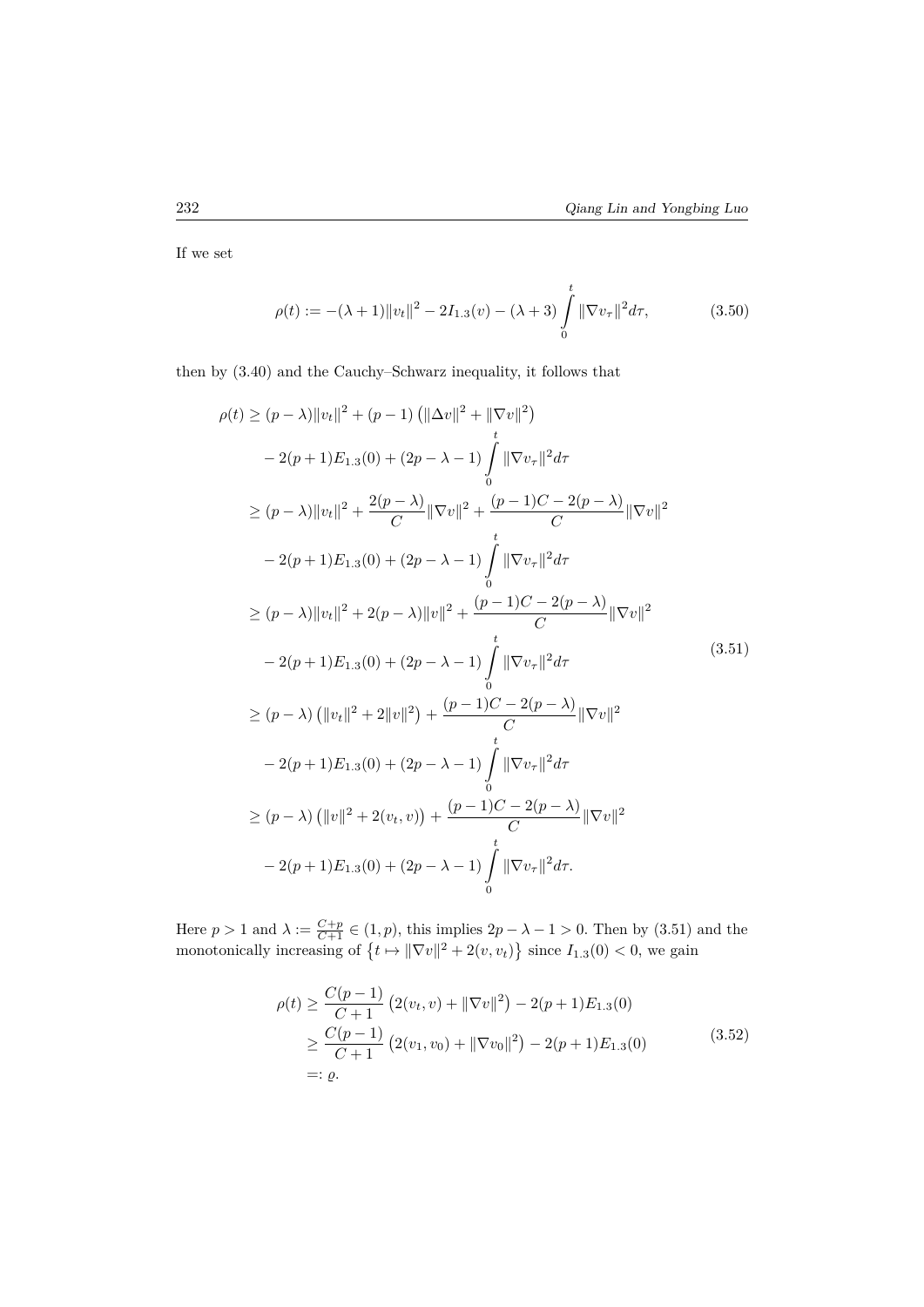If we set

$$\rho(t) := -(\lambda+1)\|v_t\|^2 - 2I_{1.3}(v) - (\lambda+3)\int_0^t \|\nabla v_\tau\|^2 d\tau, \tag{3.50}$$

then by (3.40) and the Cauchy–Schwarz inequality, it follows that

$$\begin{aligned}
\rho(t) &\geq (p-\lambda)\|v_t\|^2 + (p-1)\left(\|\Delta v\|^2 + \|\nabla v\|^2\right) \\
&\quad - 2(p+1)E_{1.3}(0) + (2p-\lambda-1)\int_0^t \|\nabla v_\tau\|^2 d\tau \\
&\geq (p-\lambda)\|v_t\|^2 + \frac{2(p-\lambda)}{C}\|\nabla v\|^2 + \frac{(p-1)C - 2(p-\lambda)}{C}\|\nabla v\|^2 \\
&\quad - 2(p+1)E_{1.3}(0) + (2p-\lambda-1)\int_0^t \|\nabla v_\tau\|^2 d\tau \\
&\geq (p-\lambda)\|v_t\|^2 + 2(p-\lambda)\|v\|^2 + \frac{(p-1)C - 2(p-\lambda)}{C}\|\nabla v\|^2 \\
&\quad - 2(p+1)E_{1.3}(0) + (2p-\lambda-1)\int_0^t \|\nabla v_\tau\|^2 d\tau \\
&\geq (p-\lambda)\left(\|v_t\|^2 + 2\|v\|^2\right) + \frac{(p-1)C - 2(p-\lambda)}{C}\|\nabla v\|^2 \\
&\quad - 2(p+1)E_{1.3}(0) + (2p-\lambda-1)\int_0^t \|\nabla v_\tau\|^2 d\tau \\
&\geq (p-\lambda)\left(\|v\|^2 + 2(v_t,v)\right) + \frac{(p-1)C - 2(p-\lambda)}{C}\|\nabla v\|^2 \\
&\quad - 2(p+1)E_{1.3}(0) + (2p-\lambda-1)\int_0^t \|\nabla v_\tau\|^2 d\tau.
\end{aligned} \tag{3.51}$$

Here $p > 1$ and $\lambda := \frac{C+p}{C+1} \in (1,p)$, this implies $2p - \lambda - 1 > 0$. Then by (3.51) and the monotonically increasing of $\left\{t \mapsto \|\nabla v\|^2 + 2(v,v_t)\right\}$ since $I_{1.3}(0) < 0$, we gain

$$\begin{aligned}
\rho(t) &\geq \frac{C(p-1)}{C+1}\left(2(v_t,v) + \|\nabla v\|^2\right) - 2(p+1)E_{1.3}(0) \\
&\geq \frac{C(p-1)}{C+1}\left(2(v_1,v_0) + \|\nabla v_0\|^2\right) - 2(p+1)E_{1.3}(0) \\
&=: \varrho.
\end{aligned} \tag{3.52}$$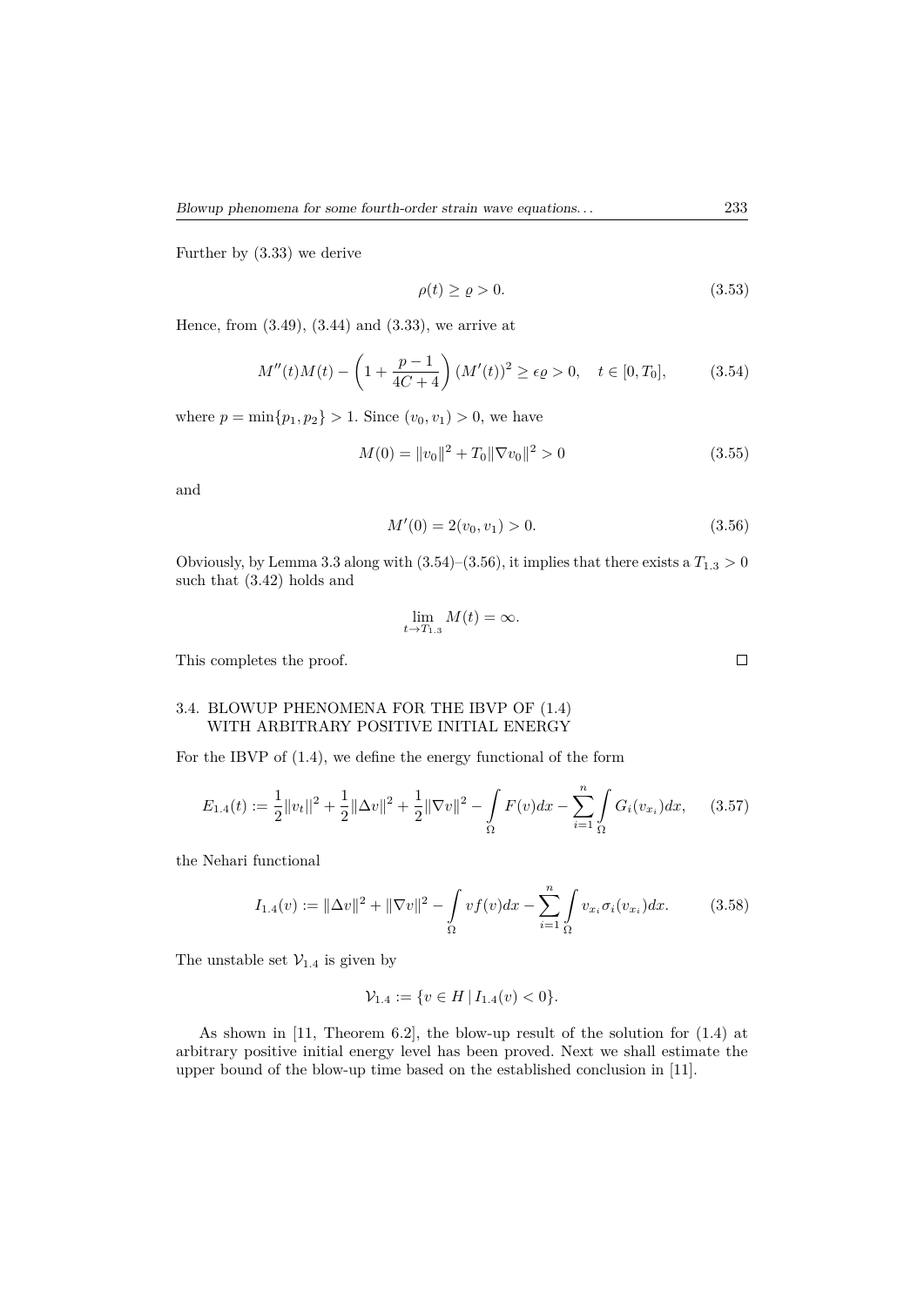Further by (3.33) we derive

$$\rho(t) \geq \varrho > 0. \tag{3.53}$$

Hence, from (3.49), (3.44) and (3.33), we arrive at

$$M''(t)M(t) - \left(1 + \frac{p-1}{4C+4}\right)(M'(t))^2 \geq \epsilon\varrho > 0, \quad t \in [0, T_0], \tag{3.54}$$

where $p = \min\{p_1, p_2\} > 1$. Since $(v_0, v_1) > 0$, we have

$$M(0) = \|v_0\|^2 + T_0\|\nabla v_0\|^2 > 0 \tag{3.55}$$

and

$$M'(0) = 2(v_0, v_1) > 0. \tag{3.56}$$

Obviously, by Lemma 3.3 along with (3.54)–(3.56), it implies that there exists a $T_{1.3} > 0$ such that (3.42) holds and

$$\lim_{t \to T_{1.3}} M(t) = \infty.$$

This completes the proof. □

### 3.4. BLOWUP PHENOMENA FOR THE IBVP OF (1.4) WITH ARBITRARY POSITIVE INITIAL ENERGY

For the IBVP of (1.4), we define the energy functional of the form

$$E_{1.4}(t) := \frac{1}{2}\|v_t\|^2 + \frac{1}{2}\|\Delta v\|^2 + \frac{1}{2}\|\nabla v\|^2 - \int_\Omega F(v)dx - \sum_{i=1}^{n}\int_\Omega G_i(v_{x_i})dx, \tag{3.57}$$

the Nehari functional

$$I_{1.4}(v) := \|\Delta v\|^2 + \|\nabla v\|^2 - \int_\Omega vf(v)dx - \sum_{i=1}^{n}\int_\Omega v_{x_i}\sigma_i(v_{x_i})dx. \tag{3.58}$$

The unstable set $\mathcal{V}_{1.4}$ is given by

$$\mathcal{V}_{1.4} := \{v \in H \,|\, I_{1.4}(v) < 0\}.$$

As shown in [11, Theorem 6.2], the blow-up result of the solution for (1.4) at arbitrary positive initial energy level has been proved. Next we shall estimate the upper bound of the blow-up time based on the established conclusion in [11].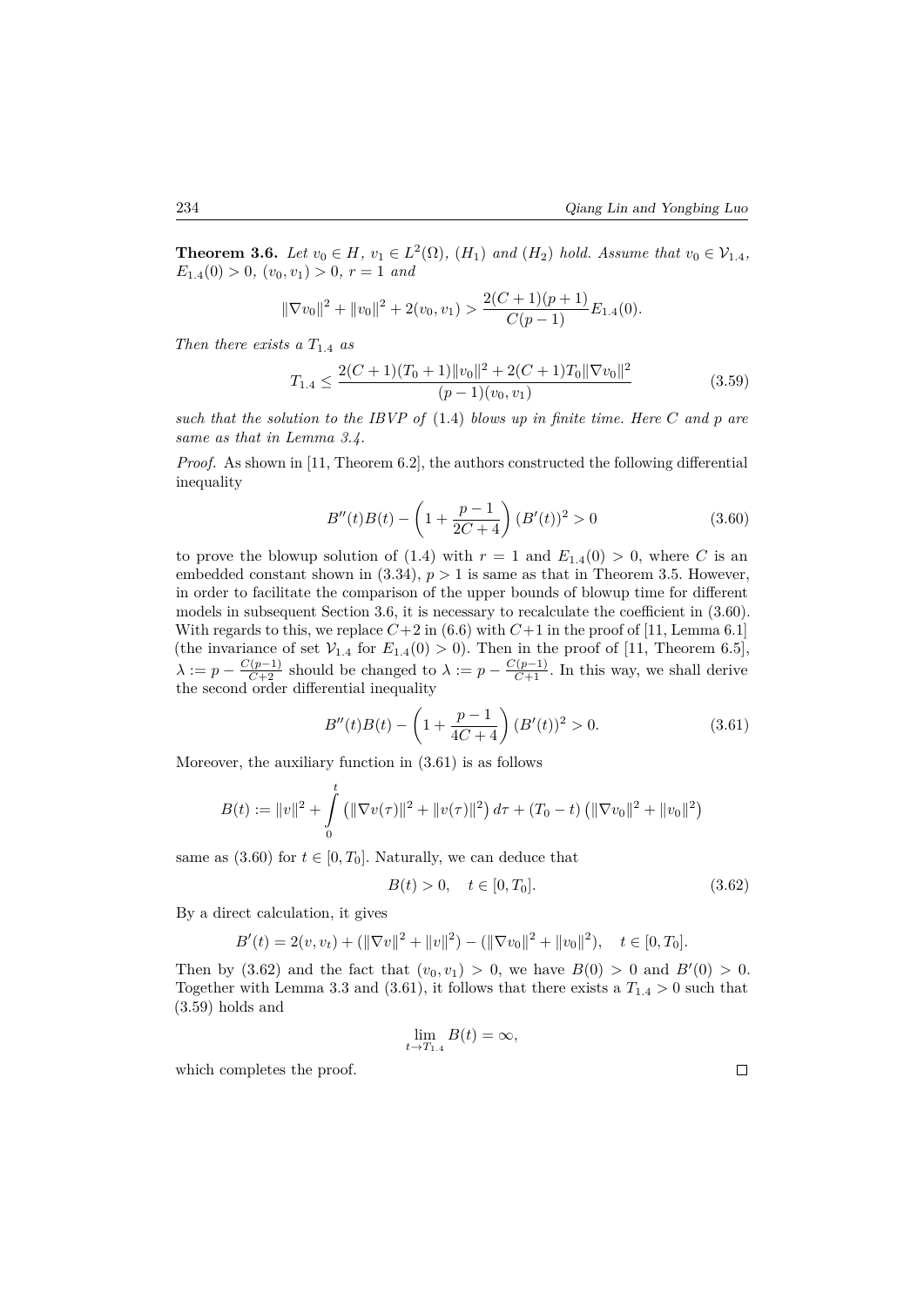**Theorem 3.6.** *Let $v_0 \in H$, $v_1 \in L^2(\Omega)$, $(H_1)$ and $(H_2)$ hold. Assume that $v_0 \in \mathcal{V}_{1.4}$, $E_{1.4}(0) > 0$, $(v_0, v_1) > 0$, $r = 1$ and*

$$\|\nabla v_0\|^2 + \|v_0\|^2 + 2(v_0, v_1) > \frac{2(C+1)(p+1)}{C(p-1)} E_{1.4}(0).$$

*Then there exists a $T_{1.4}$ as*

$$T_{1.4} \leq \frac{2(C+1)(T_0+1)\|v_0\|^2 + 2(C+1)T_0\|\nabla v_0\|^2}{(p-1)(v_0, v_1)} \tag{3.59}$$

*such that the solution to the IBVP of* (1.4) *blows up in finite time. Here $C$ and $p$ are same as that in Lemma 3.4.*

*Proof.* As shown in [11, Theorem 6.2], the authors constructed the following differential inequality

$$B''(t)B(t) - \left(1 + \frac{p-1}{2C+4}\right)(B'(t))^2 > 0 \tag{3.60}$$

to prove the blowup solution of (1.4) with $r = 1$ and $E_{1.4}(0) > 0$, where $C$ is an embedded constant shown in (3.34), $p > 1$ is same as that in Theorem 3.5. However, in order to facilitate the comparison of the upper bounds of blowup time for different models in subsequent Section 3.6, it is necessary to recalculate the coefficient in (3.60). With regards to this, we replace $C+2$ in (6.6) with $C+1$ in the proof of [11, Lemma 6.1] (the invariance of set $\mathcal{V}_{1.4}$ for $E_{1.4}(0) > 0$). Then in the proof of [11, Theorem 6.5], $\lambda := p - \frac{C(p-1)}{C+2}$ should be changed to $\lambda := p - \frac{C(p-1)}{C+1}$. In this way, we shall derive the second order differential inequality

$$B''(t)B(t) - \left(1 + \frac{p-1}{4C+4}\right)(B'(t))^2 > 0. \tag{3.61}$$

Moreover, the auxiliary function in (3.61) is as follows

$$B(t) := \|v\|^2 + \int_0^t \left(\|\nabla v(\tau)\|^2 + \|v(\tau)\|^2\right) d\tau + (T_0 - t)\left(\|\nabla v_0\|^2 + \|v_0\|^2\right)$$

same as (3.60) for $t \in [0, T_0]$. Naturally, we can deduce that

$$B(t) > 0, \quad t \in [0, T_0]. \tag{3.62}$$

By a direct calculation, it gives

$$B'(t) = 2(v, v_t) + (\|\nabla v\|^2 + \|v\|^2) - (\|\nabla v_0\|^2 + \|v_0\|^2), \quad t \in [0, T_0].$$

Then by (3.62) and the fact that $(v_0, v_1) > 0$, we have $B(0) > 0$ and $B'(0) > 0$. Together with Lemma 3.3 and (3.61), it follows that there exists a $T_{1.4} > 0$ such that (3.59) holds and

$$\lim_{t \to T_{1.4}} B(t) = \infty,$$

which completes the proof. □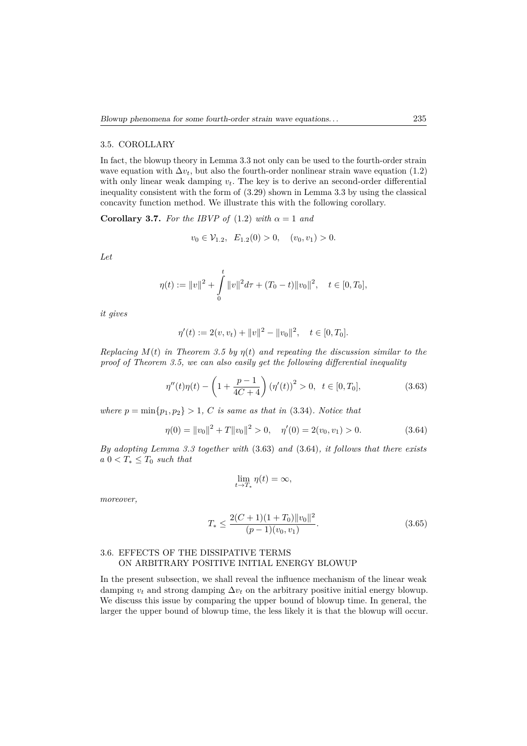### 3.5. COROLLARY

In fact, the blowup theory in Lemma 3.3 not only can be used to the fourth-order strain wave equation with $\Delta v_t$, but also the fourth-order nonlinear strain wave equation (1.2) with only linear weak damping $v_t$. The key is to derive an second-order differential inequality consistent with the form of (3.29) shown in Lemma 3.3 by using the classical concavity function method. We illustrate this with the following corollary.

**Corollary 3.7.** *For the IBVP of* (1.2) *with* $\alpha = 1$ *and*

$$v_0 \in \mathcal{V}_{1.2}, \quad E_{1.2}(0) > 0, \quad (v_0, v_1) > 0.$$

*Let*

$$\eta(t) := \|v\|^2 + \int_0^t \|v\|^2 d\tau + (T_0 - t)\|v_0\|^2, \quad t \in [0, T_0],$$

*it gives*

$$\eta'(t) := 2(v, v_t) + \|v\|^2 - \|v_0\|^2, \quad t \in [0, T_0].$$

*Replacing* $M(t)$ *in Theorem 3.5 by* $\eta(t)$ *and repeating the discussion similar to the proof of Theorem 3.5, we can also easily get the following differential inequality*

$$\eta''(t)\eta(t) - \left(1 + \frac{p-1}{4C+4}\right)(\eta'(t))^2 > 0, \quad t \in [0, T_0], \tag{3.63}$$

*where* $p = \min\{p_1, p_2\} > 1$, $C$ *is same as that in* (3.34). *Notice that*

$$\eta(0) = \|v_0\|^2 + T\|v_0\|^2 > 0, \quad \eta'(0) = 2(v_0, v_1) > 0. \tag{3.64}$$

*By adopting Lemma 3.3 together with* (3.63) *and* (3.64), *it follows that there exists a* $0 < T_* \le T_0$ *such that*

$$\lim_{t \to T_*} \eta(t) = \infty,$$

*moreover,*

$$T_* \le \frac{2(C+1)(1+T_0)\|v_0\|^2}{(p-1)(v_0, v_1)}. \tag{3.65}$$

### 3.6. EFFECTS OF THE DISSIPATIVE TERMS ON ARBITRARY POSITIVE INITIAL ENERGY BLOWUP

In the present subsection, we shall reveal the influence mechanism of the linear weak damping $v_t$ and strong damping $\Delta v_t$ on the arbitrary positive initial energy blowup. We discuss this issue by comparing the upper bound of blowup time. In general, the larger the upper bound of blowup time, the less likely it is that the blowup will occur.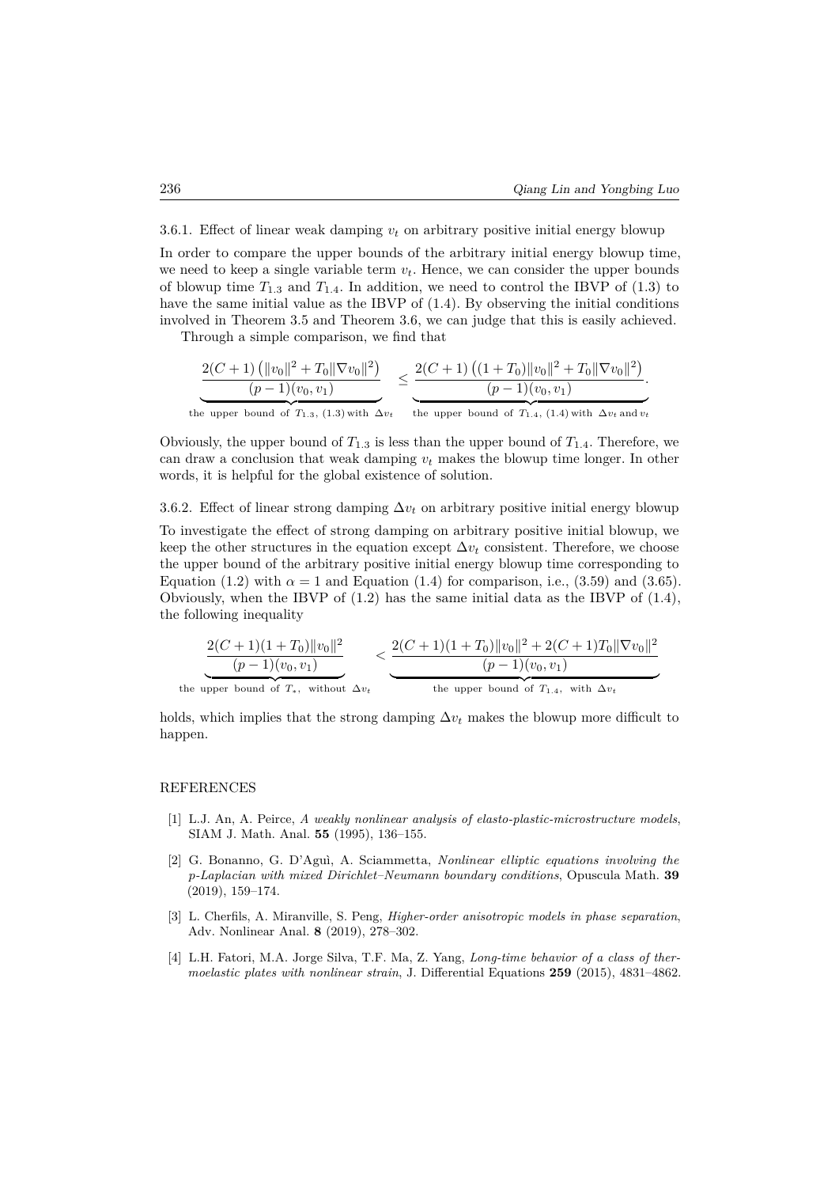### 3.6.1. Effect of linear weak damping $v_t$ on arbitrary positive initial energy blowup

In order to compare the upper bounds of the arbitrary initial energy blowup time, we need to keep a single variable term $v_t$. Hence, we can consider the upper bounds of blowup time $T_{1.3}$ and $T_{1.4}$. In addition, we need to control the IBVP of (1.3) to have the same initial value as the IBVP of (1.4). By observing the initial conditions involved in Theorem 3.5 and Theorem 3.6, we can judge that this is easily achieved.

Through a simple comparison, we find that

$$\underbrace{\frac{2(C+1)\left(\|v_0\|^2 + T_0\|\nabla v_0\|^2\right)}{(p-1)(v_0,v_1)}}_{\text{the upper bound of } T_{1.3},\ (1.3)\text{ with } \Delta v_t} \le \underbrace{\frac{2(C+1)\left((1+T_0)\|v_0\|^2 + T_0\|\nabla v_0\|^2\right)}{(p-1)(v_0,v_1)}}_{\text{the upper bound of } T_{1.4},\ (1.4)\text{ with } \Delta v_t \text{ and } v_t}.$$

Obviously, the upper bound of $T_{1.3}$ is less than the upper bound of $T_{1.4}$. Therefore, we can draw a conclusion that weak damping $v_t$ makes the blowup time longer. In other words, it is helpful for the global existence of solution.

### 3.6.2. Effect of linear strong damping $\Delta v_t$ on arbitrary positive initial energy blowup

To investigate the effect of strong damping on arbitrary positive initial blowup, we keep the other structures in the equation except $\Delta v_t$ consistent. Therefore, we choose the upper bound of the arbitrary positive initial energy blowup time corresponding to Equation (1.2) with $\alpha = 1$ and Equation (1.4) for comparison, i.e., (3.59) and (3.65). Obviously, when the IBVP of (1.2) has the same initial data as the IBVP of (1.4), the following inequality

$$\underbrace{\frac{2(C+1)(1+T_0)\|v_0\|^2}{(p-1)(v_0,v_1)}}_{\text{the upper bound of } T_*,\ \text{without } \Delta v_t} < \underbrace{\frac{2(C+1)(1+T_0)\|v_0\|^2 + 2(C+1)T_0\|\nabla v_0\|^2}{(p-1)(v_0,v_1)}}_{\text{the upper bound of } T_{1.4},\ \text{with } \Delta v_t}$$

holds, which implies that the strong damping $\Delta v_t$ makes the blowup more difficult to happen.

## REFERENCES

[1] L.J. An, A. Peirce, *A weakly nonlinear analysis of elasto-plastic-microstructure models*, SIAM J. Math. Anal. **55** (1995), 136–155.

[2] G. Bonanno, G. D'Aguì, A. Sciammetta, *Nonlinear elliptic equations involving the p-Laplacian with mixed Dirichlet–Neumann boundary conditions*, Opuscula Math. **39** (2019), 159–174.

[3] L. Cherfils, A. Miranville, S. Peng, *Higher-order anisotropic models in phase separation*, Adv. Nonlinear Anal. **8** (2019), 278–302.

[4] L.H. Fatori, M.A. Jorge Silva, T.F. Ma, Z. Yang, *Long-time behavior of a class of thermoelastic plates with nonlinear strain*, J. Differential Equations **259** (2015), 4831–4862.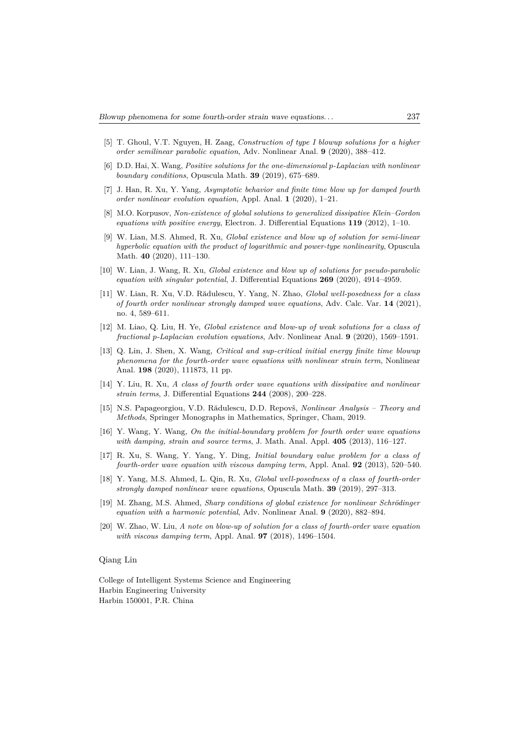[5] T. Ghoul, V.T. Nguyen, H. Zaag, *Construction of type I blowup solutions for a higher order semilinear parabolic equation*, Adv. Nonlinear Anal. **9** (2020), 388–412.

[6] D.D. Hai, X. Wang, *Positive solutions for the one-dimensional p-Laplacian with nonlinear boundary conditions*, Opuscula Math. **39** (2019), 675–689.

[7] J. Han, R. Xu, Y. Yang, *Asymptotic behavior and finite time blow up for damped fourth order nonlinear evolution equation*, Appl. Anal. **1** (2020), 1–21.

[8] M.O. Korpusov, *Non-existence of global solutions to generalized dissipative Klein–Gordon equations with positive energy*, Electron. J. Differential Equations **119** (2012), 1–10.

[9] W. Lian, M.S. Ahmed, R. Xu, *Global existence and blow up of solution for semi-linear hyperbolic equation with the product of logarithmic and power-type nonlinearity*, Opuscula Math. **40** (2020), 111–130.

[10] W. Lian, J. Wang, R. Xu, *Global existence and blow up of solutions for pseudo-parabolic equation with singular potential*, J. Differential Equations **269** (2020), 4914–4959.

[11] W. Lian, R. Xu, V.D. Rădulescu, Y. Yang, N. Zhao, *Global well-posedness for a class of fourth order nonlinear strongly damped wave equations*, Adv. Calc. Var. **14** (2021), no. 4, 589–611.

[12] M. Liao, Q. Liu, H. Ye, *Global existence and blow-up of weak solutions for a class of fractional p-Laplacian evolution equations*, Adv. Nonlinear Anal. **9** (2020), 1569–1591.

[13] Q. Lin, J. Shen, X. Wang, *Critical and sup-critical initial energy finite time blowup phenomena for the fourth-order wave equations with nonlinear strain term*, Nonlinear Anal. **198** (2020), 111873, 11 pp.

[14] Y. Liu, R. Xu, *A class of fourth order wave equations with dissipative and nonlinear strain terms*, J. Differential Equations **244** (2008), 200–228.

[15] N.S. Papageorgiou, V.D. Rădulescu, D.D. Repovš, *Nonlinear Analysis – Theory and Methods*, Springer Monographs in Mathematics, Springer, Cham, 2019.

[16] Y. Wang, Y. Wang, *On the initial-boundary problem for fourth order wave equations with damping, strain and source terms*, J. Math. Anal. Appl. **405** (2013), 116–127.

[17] R. Xu, S. Wang, Y. Yang, Y. Ding, *Initial boundary value problem for a class of fourth-order wave equation with viscous damping term*, Appl. Anal. **92** (2013), 520–540.

[18] Y. Yang, M.S. Ahmed, L. Qin, R. Xu, *Global well-posedness of a class of fourth-order strongly damped nonlinear wave equations*, Opuscula Math. **39** (2019), 297–313.

[19] M. Zhang, M.S. Ahmed, *Sharp conditions of global existence for nonlinear Schrödinger equation with a harmonic potential*, Adv. Nonlinear Anal. **9** (2020), 882–894.

[20] W. Zhao, W. Liu, *A note on blow-up of solution for a class of fourth-order wave equation with viscous damping term*, Appl. Anal. **97** (2018), 1496–1504.

Qiang Lin

College of Intelligent Systems Science and Engineering
Harbin Engineering University
Harbin 150001, P.R. China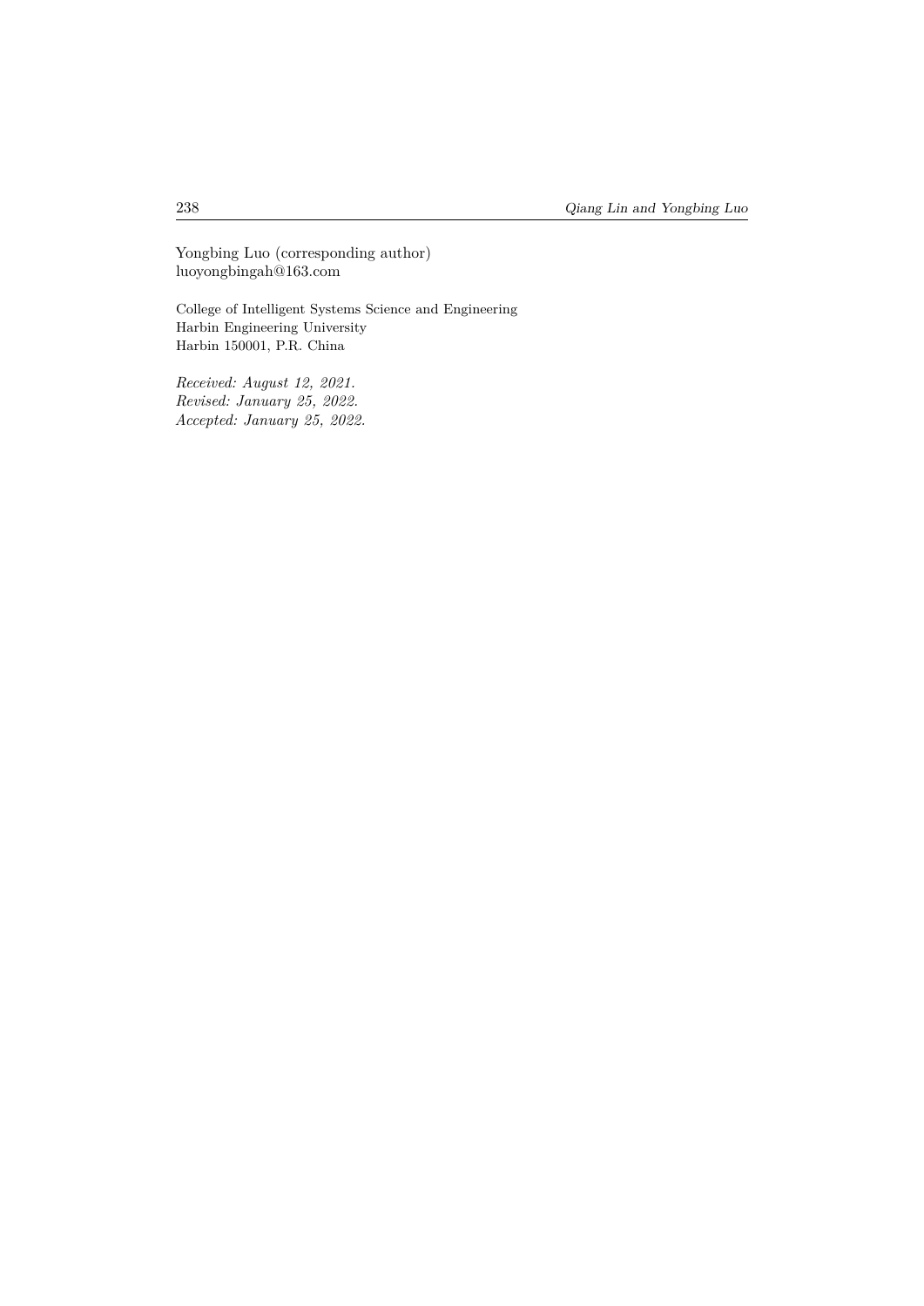Yongbing Luo (corresponding author)
luoyongbingah@163.com

College of Intelligent Systems Science and Engineering
Harbin Engineering University
Harbin 150001, P.R. China

*Received: August 12, 2021.*
*Revised: January 25, 2022.*
*Accepted: January 25, 2022.*